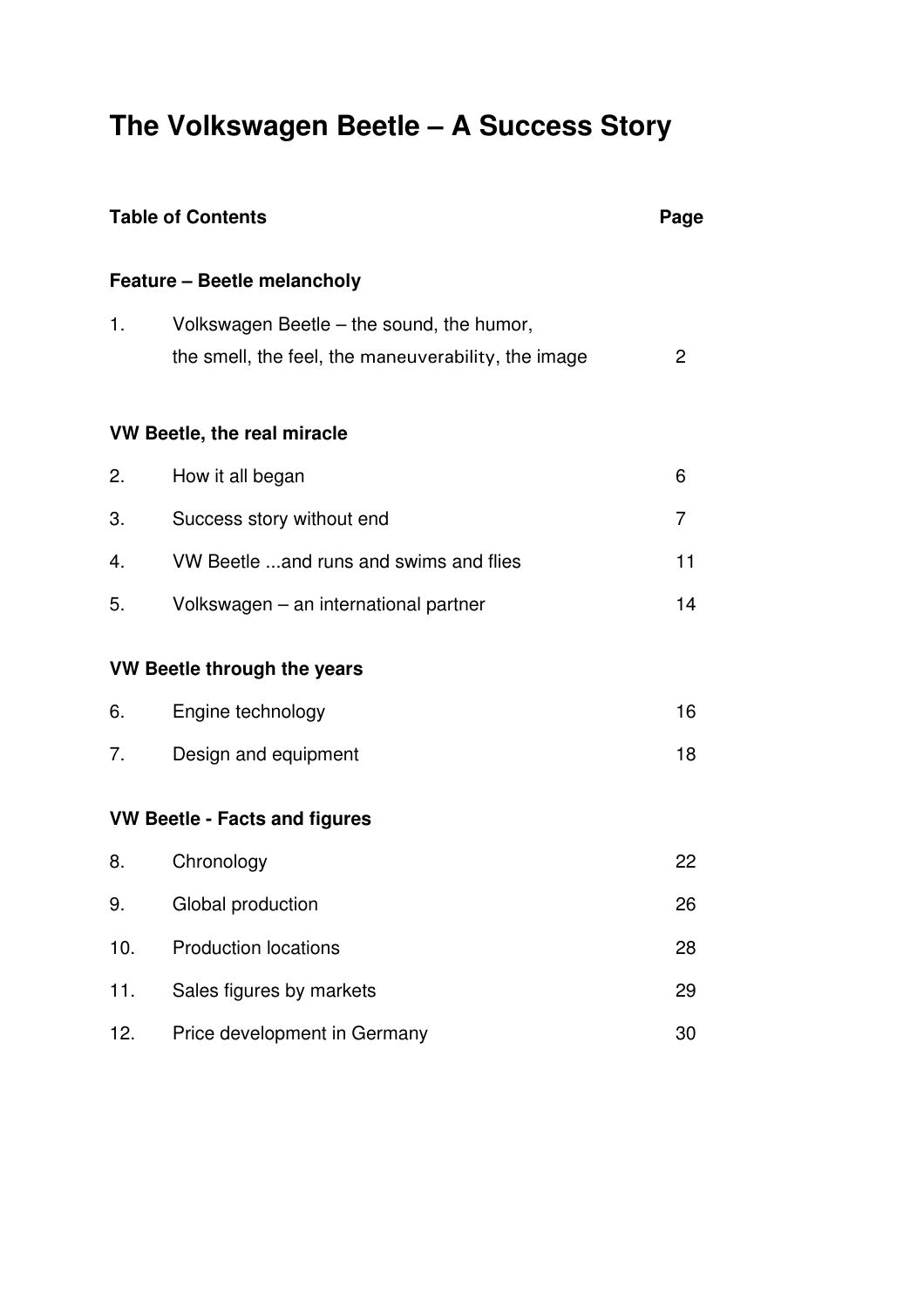# The Volkswagen Beetle – A Success Story

| Table of Contents | | Page |
|---|---|---|
| **Feature – Beetle melancholy** | | |
| 1. | Volkswagen Beetle – the sound, the humor, the smell, the feel, the maneuverability, the image | 2 |
| **VW Beetle, the real miracle** | | |
| 2. | How it all began | 6 |
| 3. | Success story without end | 7 |
| 4. | VW Beetle ...and runs and swims and flies | 11 |
| 5. | Volkswagen – an international partner | 14 |
| **VW Beetle through the years** | | |
| 6. | Engine technology | 16 |
| 7. | Design and equipment | 18 |
| **VW Beetle - Facts and figures** | | |
| 8. | Chronology | 22 |
| 9. | Global production | 26 |
| 10. | Production locations | 28 |
| 11. | Sales figures by markets | 29 |
| 12. | Price development in Germany | 30 |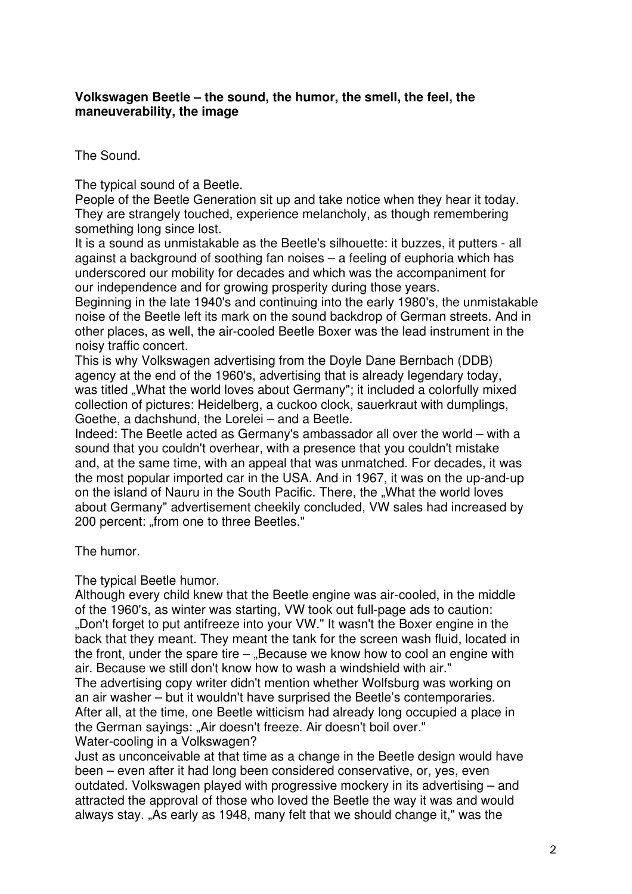**Volkswagen Beetle – the sound, the humor, the smell, the feel, the maneuverability, the image**

The Sound.

The typical sound of a Beetle.
People of the Beetle Generation sit up and take notice when they hear it today. They are strangely touched, experience melancholy, as though remembering something long since lost.
It is a sound as unmistakable as the Beetle's silhouette: it buzzes, it putters - all against a background of soothing fan noises – a feeling of euphoria which has underscored our mobility for decades and which was the accompaniment for our independence and for growing prosperity during those years.
Beginning in the late 1940's and continuing into the early 1980's, the unmistakable noise of the Beetle left its mark on the sound backdrop of German streets. And in other places, as well, the air-cooled Beetle Boxer was the lead instrument in the noisy traffic concert.
This is why Volkswagen advertising from the Doyle Dane Bernbach (DDB) agency at the end of the 1960's, advertising that is already legendary today, was titled „What the world loves about Germany"; it included a colorfully mixed collection of pictures: Heidelberg, a cuckoo clock, sauerkraut with dumplings, Goethe, a dachshund, the Lorelei – and a Beetle.
Indeed: The Beetle acted as Germany's ambassador all over the world – with a sound that you couldn't overhear, with a presence that you couldn't mistake and, at the same time, with an appeal that was unmatched. For decades, it was the most popular imported car in the USA. And in 1967, it was on the up-and-up on the island of Nauru in the South Pacific. There, the „What the world loves about Germany" advertisement cheekily concluded, VW sales had increased by 200 percent: „from one to three Beetles."

The humor.

The typical Beetle humor.
Although every child knew that the Beetle engine was air-cooled, in the middle of the 1960's, as winter was starting, VW took out full-page ads to caution: „Don't forget to put antifreeze into your VW." It wasn't the Boxer engine in the back that they meant. They meant the tank for the screen wash fluid, located in the front, under the spare tire – „Because we know how to cool an engine with air. Because we still don't know how to wash a windshield with air."
The advertising copy writer didn't mention whether Wolfsburg was working on an air washer – but it wouldn't have surprised the Beetle's contemporaries.
After all, at the time, one Beetle witticism had already long occupied a place in the German sayings: „Air doesn't freeze. Air doesn't boil over."
Water-cooling in a Volkswagen?
Just as unconceivable at that time as a change in the Beetle design would have been – even after it had long been considered conservative, or, yes, even outdated. Volkswagen played with progressive mockery in its advertising – and attracted the approval of those who loved the Beetle the way it was and would always stay. „As early as 1948, many felt that we should change it," was the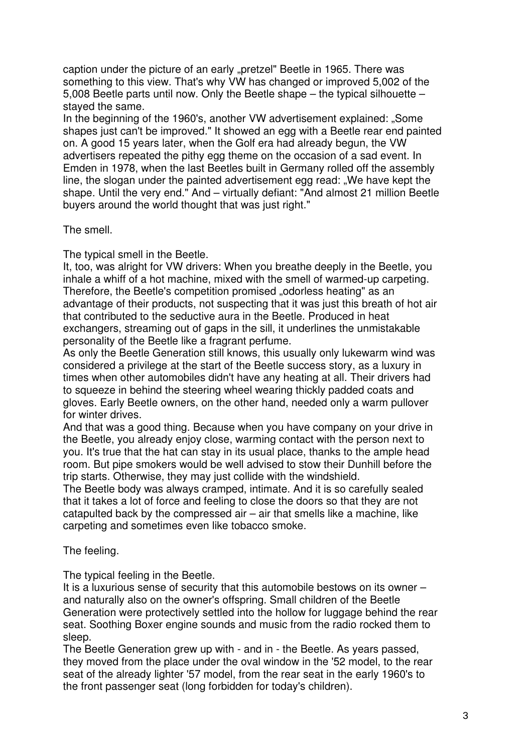caption under the picture of an early „pretzel" Beetle in 1965. There was something to this view. That's why VW has changed or improved 5,002 of the 5,008 Beetle parts until now. Only the Beetle shape – the typical silhouette – stayed the same.

In the beginning of the 1960's, another VW advertisement explained: „Some shapes just can't be improved." It showed an egg with a Beetle rear end painted on. A good 15 years later, when the Golf era had already begun, the VW advertisers repeated the pithy egg theme on the occasion of a sad event. In Emden in 1978, when the last Beetles built in Germany rolled off the assembly line, the slogan under the painted advertisement egg read: „We have kept the shape. Until the very end." And – virtually defiant: "And almost 21 million Beetle buyers around the world thought that was just right."

## The smell.

The typical smell in the Beetle.

It, too, was alright for VW drivers: When you breathe deeply in the Beetle, you inhale a whiff of a hot machine, mixed with the smell of warmed-up carpeting. Therefore, the Beetle's competition promised „odorless heating" as an advantage of their products, not suspecting that it was just this breath of hot air that contributed to the seductive aura in the Beetle. Produced in heat exchangers, streaming out of gaps in the sill, it underlines the unmistakable personality of the Beetle like a fragrant perfume.

As only the Beetle Generation still knows, this usually only lukewarm wind was considered a privilege at the start of the Beetle success story, as a luxury in times when other automobiles didn't have any heating at all. Their drivers had to squeeze in behind the steering wheel wearing thickly padded coats and gloves. Early Beetle owners, on the other hand, needed only a warm pullover for winter drives.

And that was a good thing. Because when you have company on your drive in the Beetle, you already enjoy close, warming contact with the person next to you. It's true that the hat can stay in its usual place, thanks to the ample head room. But pipe smokers would be well advised to stow their Dunhill before the trip starts. Otherwise, they may just collide with the windshield.

The Beetle body was always cramped, intimate. And it is so carefully sealed that it takes a lot of force and feeling to close the doors so that they are not catapulted back by the compressed air – air that smells like a machine, like carpeting and sometimes even like tobacco smoke.

## The feeling.

The typical feeling in the Beetle.

It is a luxurious sense of security that this automobile bestows on its owner – and naturally also on the owner's offspring. Small children of the Beetle Generation were protectively settled into the hollow for luggage behind the rear seat. Soothing Boxer engine sounds and music from the radio rocked them to sleep.

The Beetle Generation grew up with - and in - the Beetle. As years passed, they moved from the place under the oval window in the '52 model, to the rear seat of the already lighter '57 model, from the rear seat in the early 1960's to the front passenger seat (long forbidden for today's children).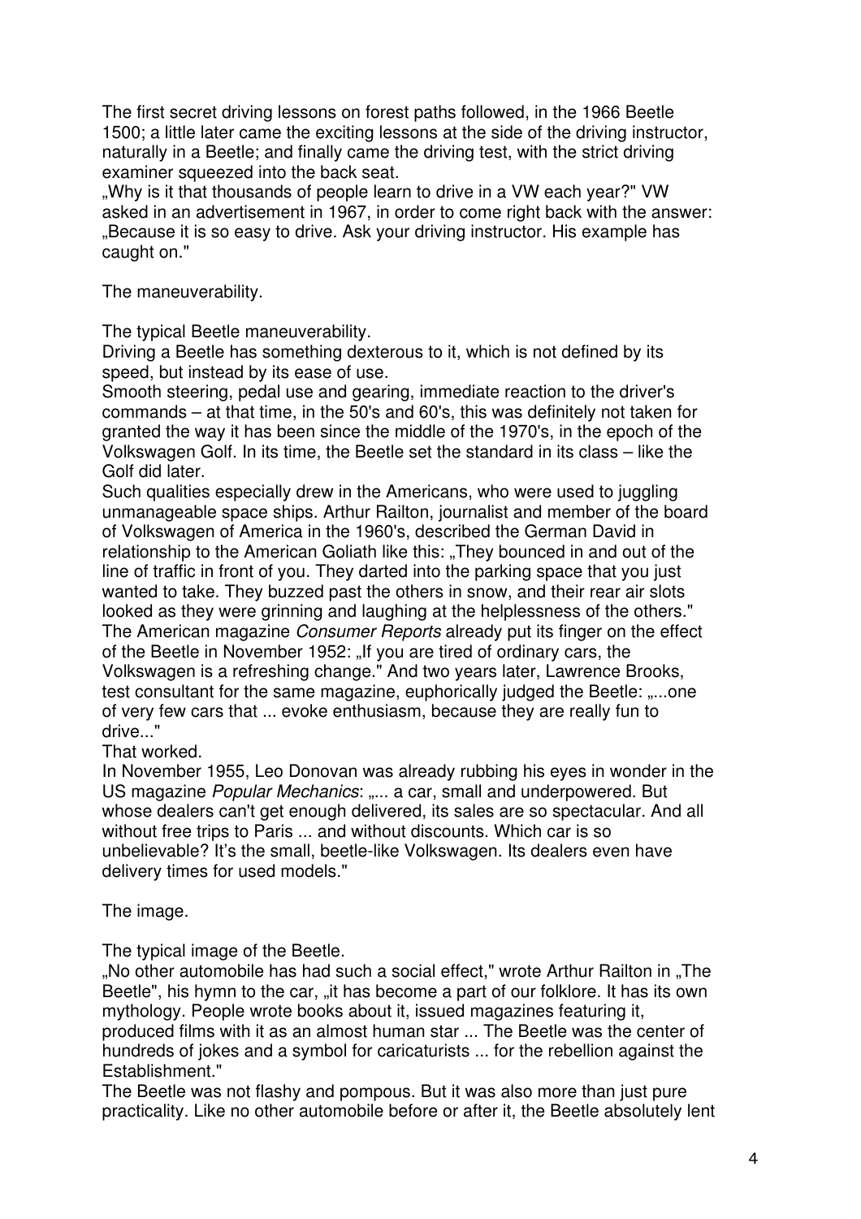The first secret driving lessons on forest paths followed, in the 1966 Beetle 1500; a little later came the exciting lessons at the side of the driving instructor, naturally in a Beetle; and finally came the driving test, with the strict driving examiner squeezed into the back seat.
„Why is it that thousands of people learn to drive in a VW each year?" VW asked in an advertisement in 1967, in order to come right back with the answer: „Because it is so easy to drive. Ask your driving instructor. His example has caught on."

The maneuverability.

The typical Beetle maneuverability.
Driving a Beetle has something dexterous to it, which is not defined by its speed, but instead by its ease of use.
Smooth steering, pedal use and gearing, immediate reaction to the driver's commands – at that time, in the 50's and 60's, this was definitely not taken for granted the way it has been since the middle of the 1970's, in the epoch of the Volkswagen Golf. In its time, the Beetle set the standard in its class – like the Golf did later.
Such qualities especially drew in the Americans, who were used to juggling unmanageable space ships. Arthur Railton, journalist and member of the board of Volkswagen of America in the 1960's, described the German David in relationship to the American Goliath like this: „They bounced in and out of the line of traffic in front of you. They darted into the parking space that you just wanted to take. They buzzed past the others in snow, and their rear air slots looked as they were grinning and laughing at the helplessness of the others."
The American magazine *Consumer Reports* already put its finger on the effect of the Beetle in November 1952: „If you are tired of ordinary cars, the Volkswagen is a refreshing change." And two years later, Lawrence Brooks, test consultant for the same magazine, euphorically judged the Beetle: „...one of very few cars that ... evoke enthusiasm, because they are really fun to drive..."
That worked.
In November 1955, Leo Donovan was already rubbing his eyes in wonder in the US magazine *Popular Mechanics*: „... a car, small and underpowered. But whose dealers can't get enough delivered, its sales are so spectacular. And all without free trips to Paris ... and without discounts. Which car is so unbelievable? It's the small, beetle-like Volkswagen. Its dealers even have delivery times for used models."

The image.

The typical image of the Beetle.
„No other automobile has had such a social effect," wrote Arthur Railton in „The Beetle", his hymn to the car, „it has become a part of our folklore. It has its own mythology. People wrote books about it, issued magazines featuring it, produced films with it as an almost human star ... The Beetle was the center of hundreds of jokes and a symbol for caricaturists ... for the rebellion against the Establishment."
The Beetle was not flashy and pompous. But it was also more than just pure practicality. Like no other automobile before or after it, the Beetle absolutely lent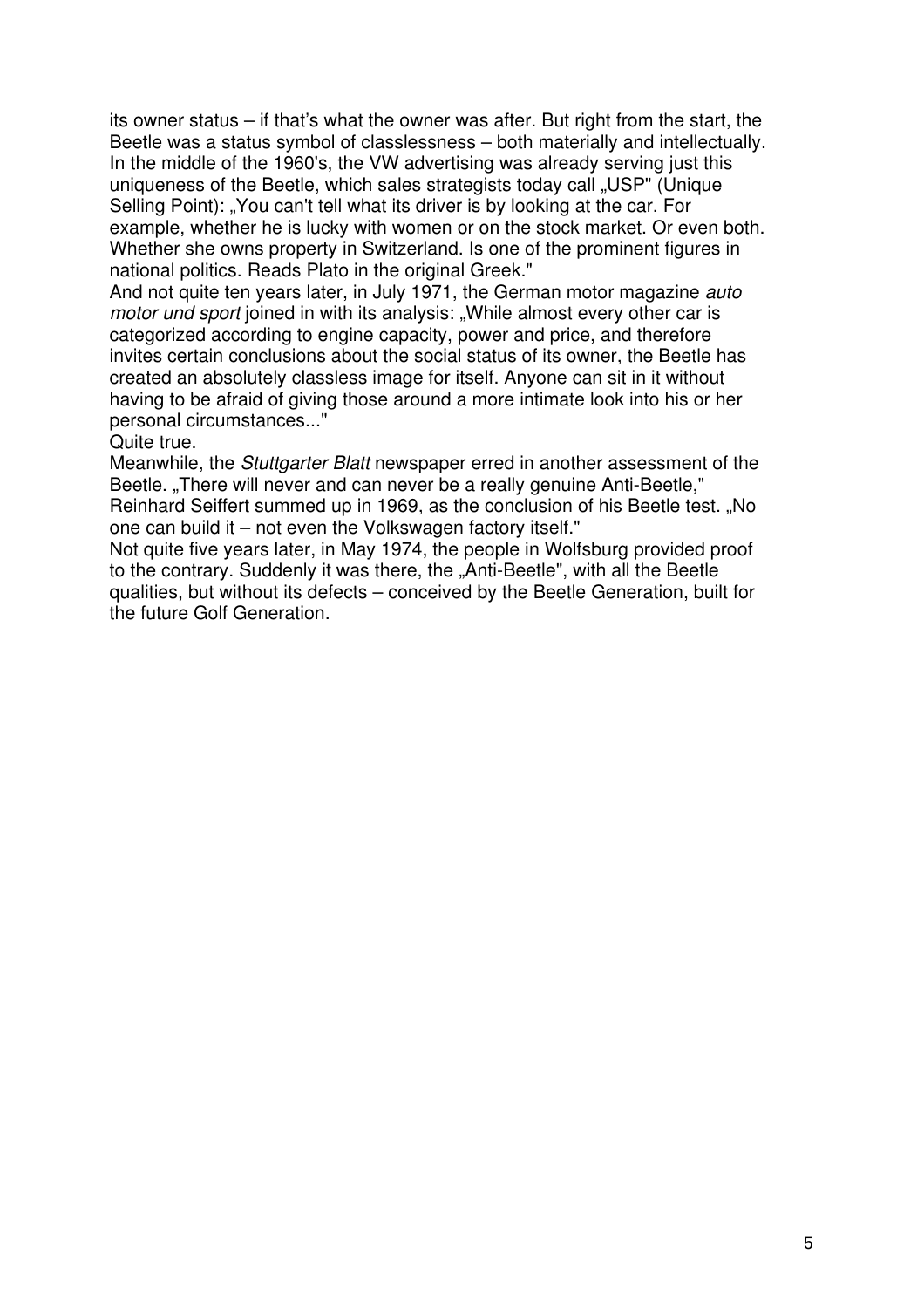its owner status – if that's what the owner was after. But right from the start, the Beetle was a status symbol of classlessness – both materially and intellectually. In the middle of the 1960's, the VW advertising was already serving just this uniqueness of the Beetle, which sales strategists today call „USP" (Unique Selling Point): „You can't tell what its driver is by looking at the car. For example, whether he is lucky with women or on the stock market. Or even both. Whether she owns property in Switzerland. Is one of the prominent figures in national politics. Reads Plato in the original Greek."

And not quite ten years later, in July 1971, the German motor magazine *auto motor und sport* joined in with its analysis: „While almost every other car is categorized according to engine capacity, power and price, and therefore invites certain conclusions about the social status of its owner, the Beetle has created an absolutely classless image for itself. Anyone can sit in it without having to be afraid of giving those around a more intimate look into his or her personal circumstances..."

Quite true.

Meanwhile, the *Stuttgarter Blatt* newspaper erred in another assessment of the Beetle. „There will never and can never be a really genuine Anti-Beetle," Reinhard Seiffert summed up in 1969, as the conclusion of his Beetle test. „No one can build it – not even the Volkswagen factory itself."

Not quite five years later, in May 1974, the people in Wolfsburg provided proof to the contrary. Suddenly it was there, the „Anti-Beetle", with all the Beetle qualities, but without its defects – conceived by the Beetle Generation, built for the future Golf Generation.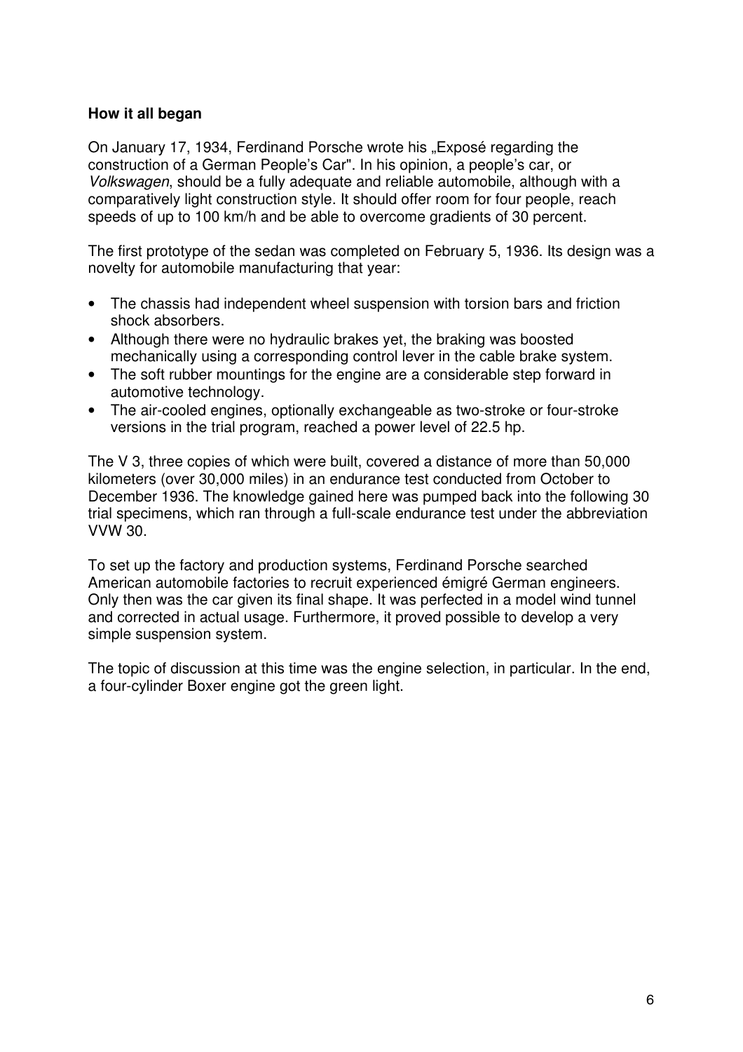**How it all began**

On January 17, 1934, Ferdinand Porsche wrote his „Exposé regarding the construction of a German People's Car". In his opinion, a people's car, or *Volkswagen*, should be a fully adequate and reliable automobile, although with a comparatively light construction style. It should offer room for four people, reach speeds of up to 100 km/h and be able to overcome gradients of 30 percent.

The first prototype of the sedan was completed on February 5, 1936. Its design was a novelty for automobile manufacturing that year:

- The chassis had independent wheel suspension with torsion bars and friction shock absorbers.
- Although there were no hydraulic brakes yet, the braking was boosted mechanically using a corresponding control lever in the cable brake system.
- The soft rubber mountings for the engine are a considerable step forward in automotive technology.
- The air-cooled engines, optionally exchangeable as two-stroke or four-stroke versions in the trial program, reached a power level of 22.5 hp.

The V 3, three copies of which were built, covered a distance of more than 50,000 kilometers (over 30,000 miles) in an endurance test conducted from October to December 1936. The knowledge gained here was pumped back into the following 30 trial specimens, which ran through a full-scale endurance test under the abbreviation VVW 30.

To set up the factory and production systems, Ferdinand Porsche searched American automobile factories to recruit experienced émigré German engineers. Only then was the car given its final shape. It was perfected in a model wind tunnel and corrected in actual usage. Furthermore, it proved possible to develop a very simple suspension system.

The topic of discussion at this time was the engine selection, in particular. In the end, a four-cylinder Boxer engine got the green light.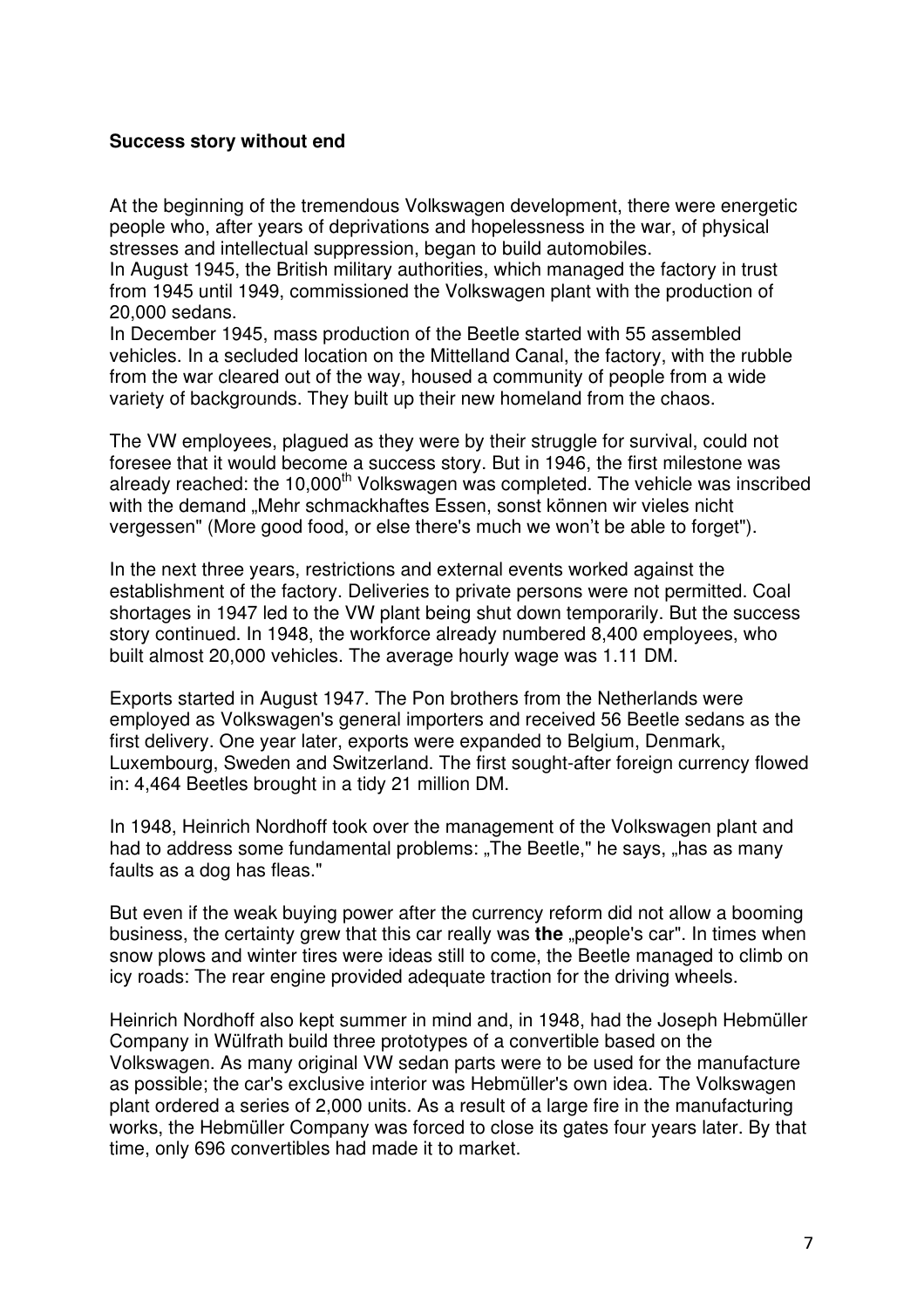**Success story without end**

At the beginning of the tremendous Volkswagen development, there were energetic people who, after years of deprivations and hopelessness in the war, of physical stresses and intellectual suppression, began to build automobiles.
In August 1945, the British military authorities, which managed the factory in trust from 1945 until 1949, commissioned the Volkswagen plant with the production of 20,000 sedans.
In December 1945, mass production of the Beetle started with 55 assembled vehicles. In a secluded location on the Mittelland Canal, the factory, with the rubble from the war cleared out of the way, housed a community of people from a wide variety of backgrounds. They built up their new homeland from the chaos.

The VW employees, plagued as they were by their struggle for survival, could not foresee that it would become a success story. But in 1946, the first milestone was already reached: the 10,000th Volkswagen was completed. The vehicle was inscribed with the demand „Mehr schmackhaftes Essen, sonst können wir vieles nicht vergessen" (More good food, or else there's much we won't be able to forget").

In the next three years, restrictions and external events worked against the establishment of the factory. Deliveries to private persons were not permitted. Coal shortages in 1947 led to the VW plant being shut down temporarily. But the success story continued. In 1948, the workforce already numbered 8,400 employees, who built almost 20,000 vehicles. The average hourly wage was 1.11 DM.

Exports started in August 1947. The Pon brothers from the Netherlands were employed as Volkswagen's general importers and received 56 Beetle sedans as the first delivery. One year later, exports were expanded to Belgium, Denmark, Luxembourg, Sweden and Switzerland. The first sought-after foreign currency flowed in: 4,464 Beetles brought in a tidy 21 million DM.

In 1948, Heinrich Nordhoff took over the management of the Volkswagen plant and had to address some fundamental problems: „The Beetle," he says, „has as many faults as a dog has fleas."

But even if the weak buying power after the currency reform did not allow a booming business, the certainty grew that this car really was **the** „people's car". In times when snow plows and winter tires were ideas still to come, the Beetle managed to climb on icy roads: The rear engine provided adequate traction for the driving wheels.

Heinrich Nordhoff also kept summer in mind and, in 1948, had the Joseph Hebmüller Company in Wülfrath build three prototypes of a convertible based on the Volkswagen. As many original VW sedan parts were to be used for the manufacture as possible; the car's exclusive interior was Hebmüller's own idea. The Volkswagen plant ordered a series of 2,000 units. As a result of a large fire in the manufacturing works, the Hebmüller Company was forced to close its gates four years later. By that time, only 696 convertibles had made it to market.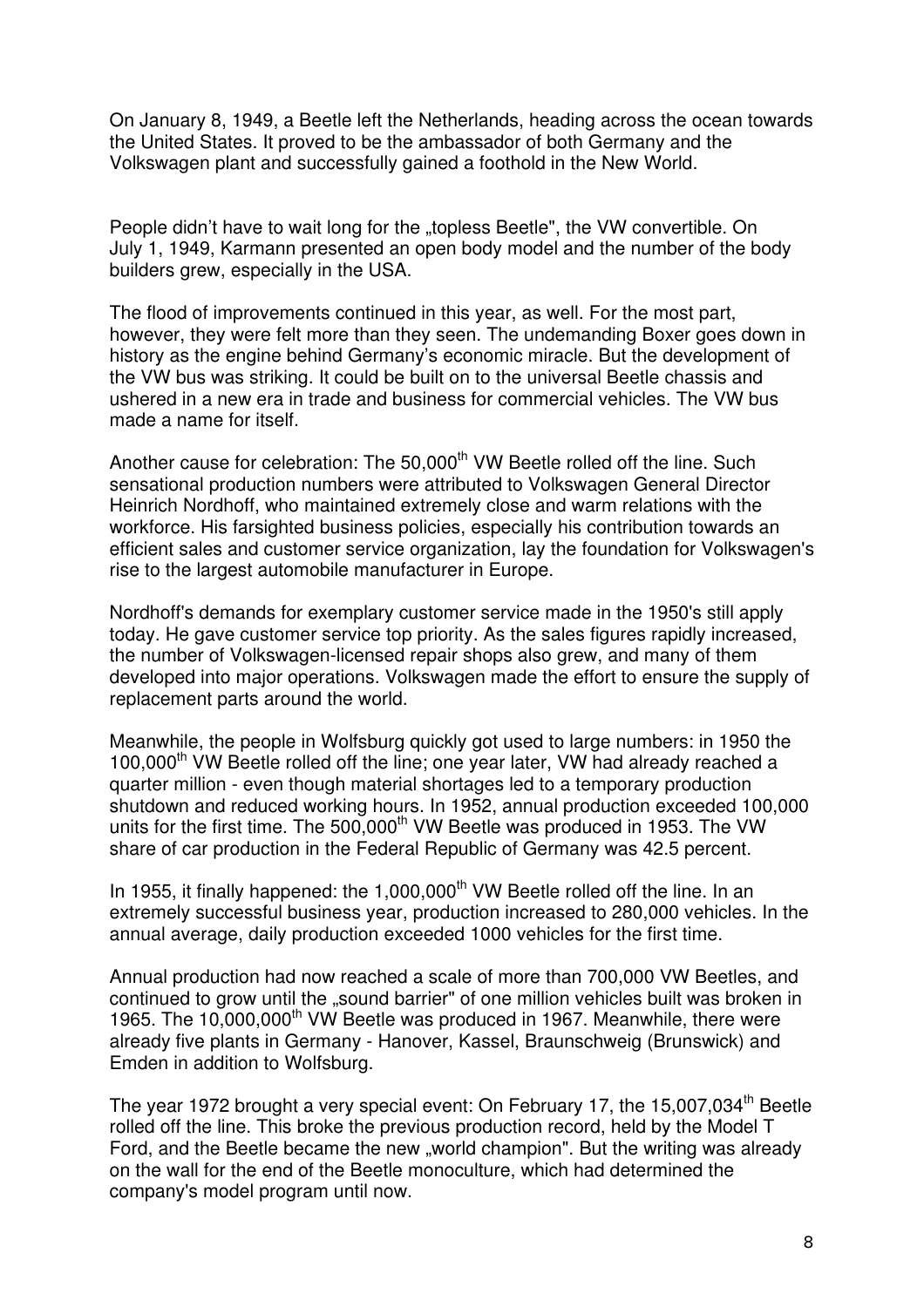On January 8, 1949, a Beetle left the Netherlands, heading across the ocean towards the United States. It proved to be the ambassador of both Germany and the Volkswagen plant and successfully gained a foothold in the New World.

People didn't have to wait long for the „topless Beetle", the VW convertible. On July 1, 1949, Karmann presented an open body model and the number of the body builders grew, especially in the USA.

The flood of improvements continued in this year, as well. For the most part, however, they were felt more than they seen. The undemanding Boxer goes down in history as the engine behind Germany's economic miracle. But the development of the VW bus was striking. It could be built on to the universal Beetle chassis and ushered in a new era in trade and business for commercial vehicles. The VW bus made a name for itself.

Another cause for celebration: The 50,000th VW Beetle rolled off the line. Such sensational production numbers were attributed to Volkswagen General Director Heinrich Nordhoff, who maintained extremely close and warm relations with the workforce. His farsighted business policies, especially his contribution towards an efficient sales and customer service organization, lay the foundation for Volkswagen's rise to the largest automobile manufacturer in Europe.

Nordhoff's demands for exemplary customer service made in the 1950's still apply today. He gave customer service top priority. As the sales figures rapidly increased, the number of Volkswagen-licensed repair shops also grew, and many of them developed into major operations. Volkswagen made the effort to ensure the supply of replacement parts around the world.

Meanwhile, the people in Wolfsburg quickly got used to large numbers: in 1950 the 100,000th VW Beetle rolled off the line; one year later, VW had already reached a quarter million - even though material shortages led to a temporary production shutdown and reduced working hours. In 1952, annual production exceeded 100,000 units for the first time. The 500,000th VW Beetle was produced in 1953. The VW share of car production in the Federal Republic of Germany was 42.5 percent.

In 1955, it finally happened: the 1,000,000th VW Beetle rolled off the line. In an extremely successful business year, production increased to 280,000 vehicles. In the annual average, daily production exceeded 1000 vehicles for the first time.

Annual production had now reached a scale of more than 700,000 VW Beetles, and continued to grow until the „sound barrier" of one million vehicles built was broken in 1965. The 10,000,000th VW Beetle was produced in 1967. Meanwhile, there were already five plants in Germany - Hanover, Kassel, Braunschweig (Brunswick) and Emden in addition to Wolfsburg.

The year 1972 brought a very special event: On February 17, the 15,007,034th Beetle rolled off the line. This broke the previous production record, held by the Model T Ford, and the Beetle became the new „world champion". But the writing was already on the wall for the end of the Beetle monoculture, which had determined the company's model program until now.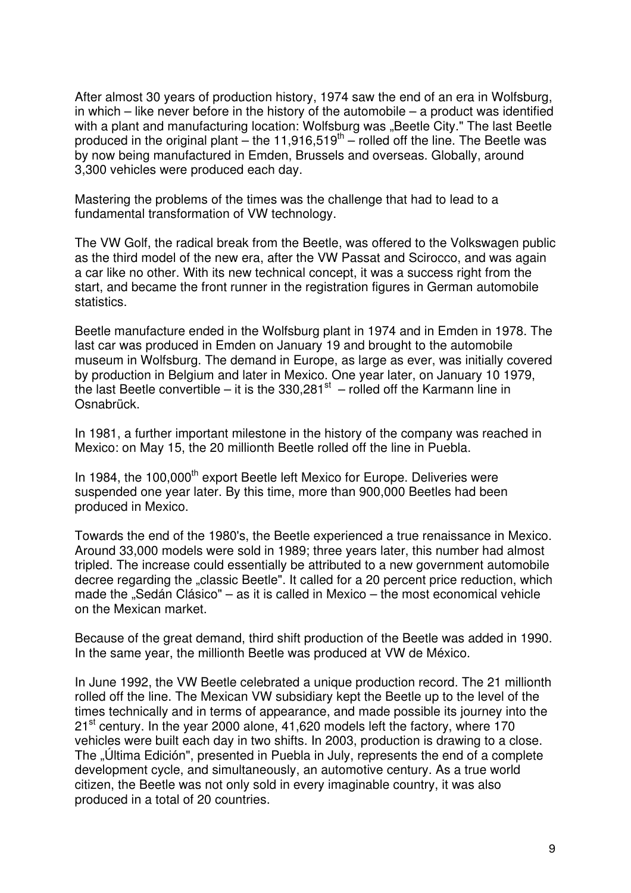After almost 30 years of production history, 1974 saw the end of an era in Wolfsburg, in which – like never before in the history of the automobile – a product was identified with a plant and manufacturing location: Wolfsburg was „Beetle City." The last Beetle produced in the original plant – the 11,916,519th – rolled off the line. The Beetle was by now being manufactured in Emden, Brussels and overseas. Globally, around 3,300 vehicles were produced each day.

Mastering the problems of the times was the challenge that had to lead to a fundamental transformation of VW technology.

The VW Golf, the radical break from the Beetle, was offered to the Volkswagen public as the third model of the new era, after the VW Passat and Scirocco, and was again a car like no other. With its new technical concept, it was a success right from the start, and became the front runner in the registration figures in German automobile statistics.

Beetle manufacture ended in the Wolfsburg plant in 1974 and in Emden in 1978. The last car was produced in Emden on January 19 and brought to the automobile museum in Wolfsburg. The demand in Europe, as large as ever, was initially covered by production in Belgium and later in Mexico. One year later, on January 10 1979, the last Beetle convertible – it is the 330,281st – rolled off the Karmann line in Osnabrück.

In 1981, a further important milestone in the history of the company was reached in Mexico: on May 15, the 20 millionth Beetle rolled off the line in Puebla.

In 1984, the 100,000th export Beetle left Mexico for Europe. Deliveries were suspended one year later. By this time, more than 900,000 Beetles had been produced in Mexico.

Towards the end of the 1980's, the Beetle experienced a true renaissance in Mexico. Around 33,000 models were sold in 1989; three years later, this number had almost tripled. The increase could essentially be attributed to a new government automobile decree regarding the „classic Beetle". It called for a 20 percent price reduction, which made the „Sedán Clásico" – as it is called in Mexico – the most economical vehicle on the Mexican market.

Because of the great demand, third shift production of the Beetle was added in 1990. In the same year, the millionth Beetle was produced at VW de México.

In June 1992, the VW Beetle celebrated a unique production record. The 21 millionth rolled off the line. The Mexican VW subsidiary kept the Beetle up to the level of the times technically and in terms of appearance, and made possible its journey into the 21st century. In the year 2000 alone, 41,620 models left the factory, where 170 vehicles were built each day in two shifts. In 2003, production is drawing to a close. The „Última Edición", presented in Puebla in July, represents the end of a complete development cycle, and simultaneously, an automotive century. As a true world citizen, the Beetle was not only sold in every imaginable country, it was also produced in a total of 20 countries.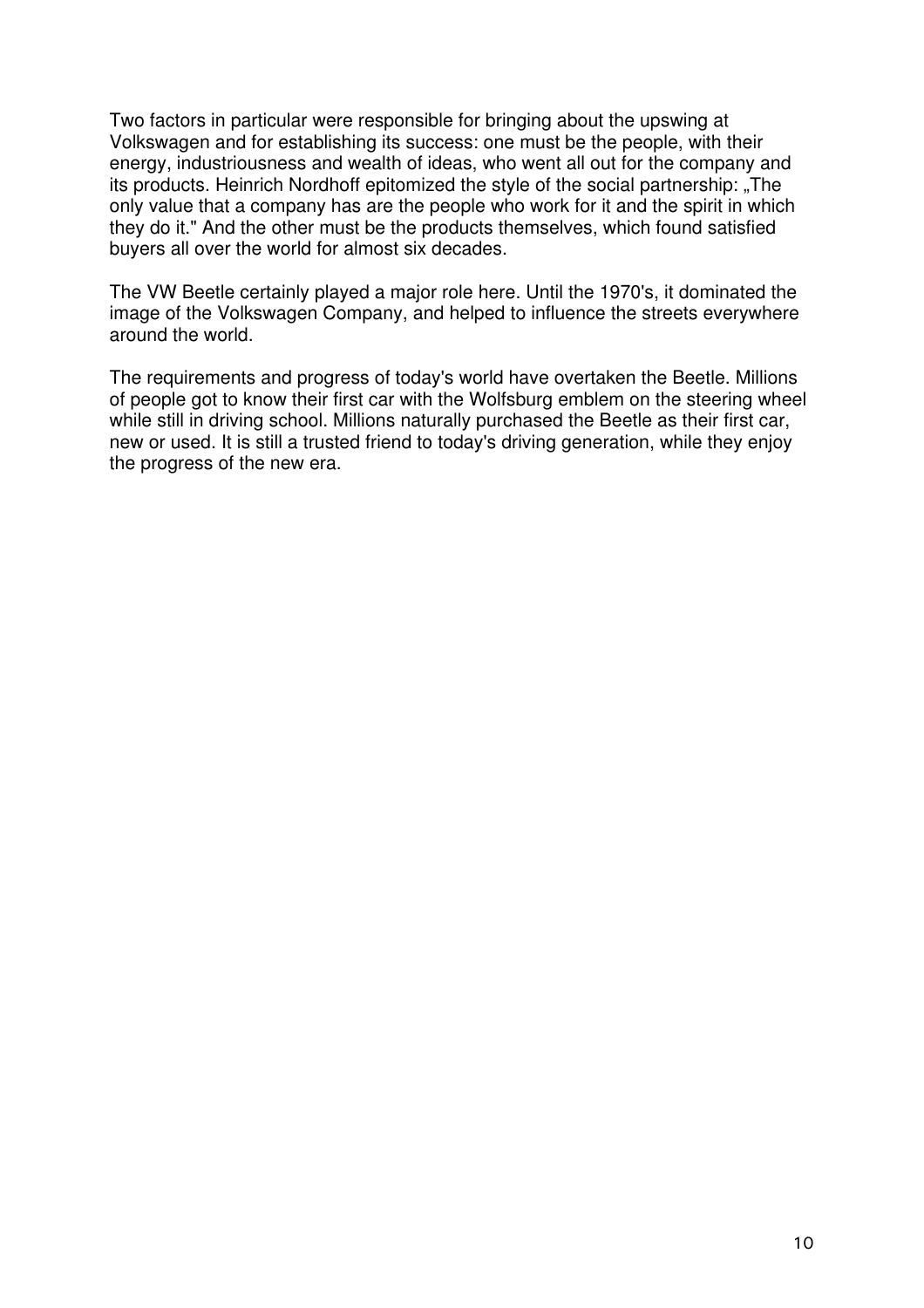Two factors in particular were responsible for bringing about the upswing at Volkswagen and for establishing its success: one must be the people, with their energy, industriousness and wealth of ideas, who went all out for the company and its products. Heinrich Nordhoff epitomized the style of the social partnership: „The only value that a company has are the people who work for it and the spirit in which they do it." And the other must be the products themselves, which found satisfied buyers all over the world for almost six decades.

The VW Beetle certainly played a major role here. Until the 1970's, it dominated the image of the Volkswagen Company, and helped to influence the streets everywhere around the world.

The requirements and progress of today's world have overtaken the Beetle. Millions of people got to know their first car with the Wolfsburg emblem on the steering wheel while still in driving school. Millions naturally purchased the Beetle as their first car, new or used. It is still a trusted friend to today's driving generation, while they enjoy the progress of the new era.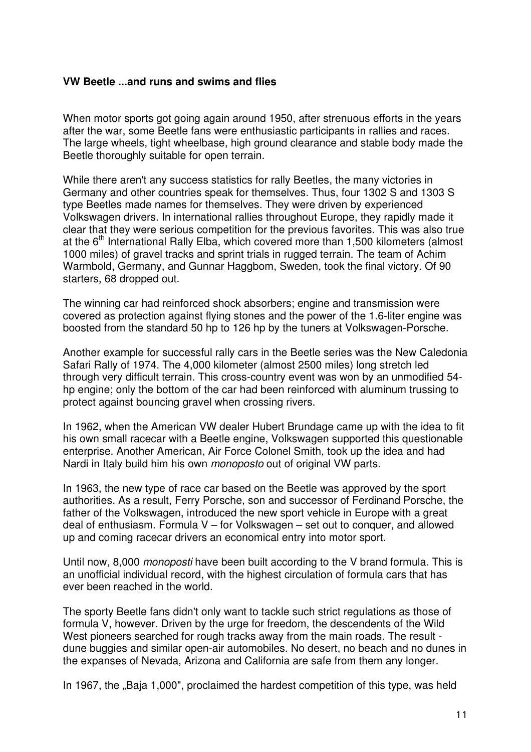**VW Beetle ...and runs and swims and flies**

When motor sports got going again around 1950, after strenuous efforts in the years after the war, some Beetle fans were enthusiastic participants in rallies and races. The large wheels, tight wheelbase, high ground clearance and stable body made the Beetle thoroughly suitable for open terrain.

While there aren't any success statistics for rally Beetles, the many victories in Germany and other countries speak for themselves. Thus, four 1302 S and 1303 S type Beetles made names for themselves. They were driven by experienced Volkswagen drivers. In international rallies throughout Europe, they rapidly made it clear that they were serious competition for the previous favorites. This was also true at the 6th International Rally Elba, which covered more than 1,500 kilometers (almost 1000 miles) of gravel tracks and sprint trials in rugged terrain. The team of Achim Warmbold, Germany, and Gunnar Haggbom, Sweden, took the final victory. Of 90 starters, 68 dropped out.

The winning car had reinforced shock absorbers; engine and transmission were covered as protection against flying stones and the power of the 1.6-liter engine was boosted from the standard 50 hp to 126 hp by the tuners at Volkswagen-Porsche.

Another example for successful rally cars in the Beetle series was the New Caledonia Safari Rally of 1974. The 4,000 kilometer (almost 2500 miles) long stretch led through very difficult terrain. This cross-country event was won by an unmodified 54-hp engine; only the bottom of the car had been reinforced with aluminum trussing to protect against bouncing gravel when crossing rivers.

In 1962, when the American VW dealer Hubert Brundage came up with the idea to fit his own small racecar with a Beetle engine, Volkswagen supported this questionable enterprise. Another American, Air Force Colonel Smith, took up the idea and had Nardi in Italy build him his own *monoposto* out of original VW parts.

In 1963, the new type of race car based on the Beetle was approved by the sport authorities. As a result, Ferry Porsche, son and successor of Ferdinand Porsche, the father of the Volkswagen, introduced the new sport vehicle in Europe with a great deal of enthusiasm. Formula V – for Volkswagen – set out to conquer, and allowed up and coming racecar drivers an economical entry into motor sport.

Until now, 8,000 *monoposti* have been built according to the V brand formula. This is an unofficial individual record, with the highest circulation of formula cars that has ever been reached in the world.

The sporty Beetle fans didn't only want to tackle such strict regulations as those of formula V, however. Driven by the urge for freedom, the descendents of the Wild West pioneers searched for rough tracks away from the main roads. The result - dune buggies and similar open-air automobiles. No desert, no beach and no dunes in the expanses of Nevada, Arizona and California are safe from them any longer.

In 1967, the „Baja 1,000", proclaimed the hardest competition of this type, was held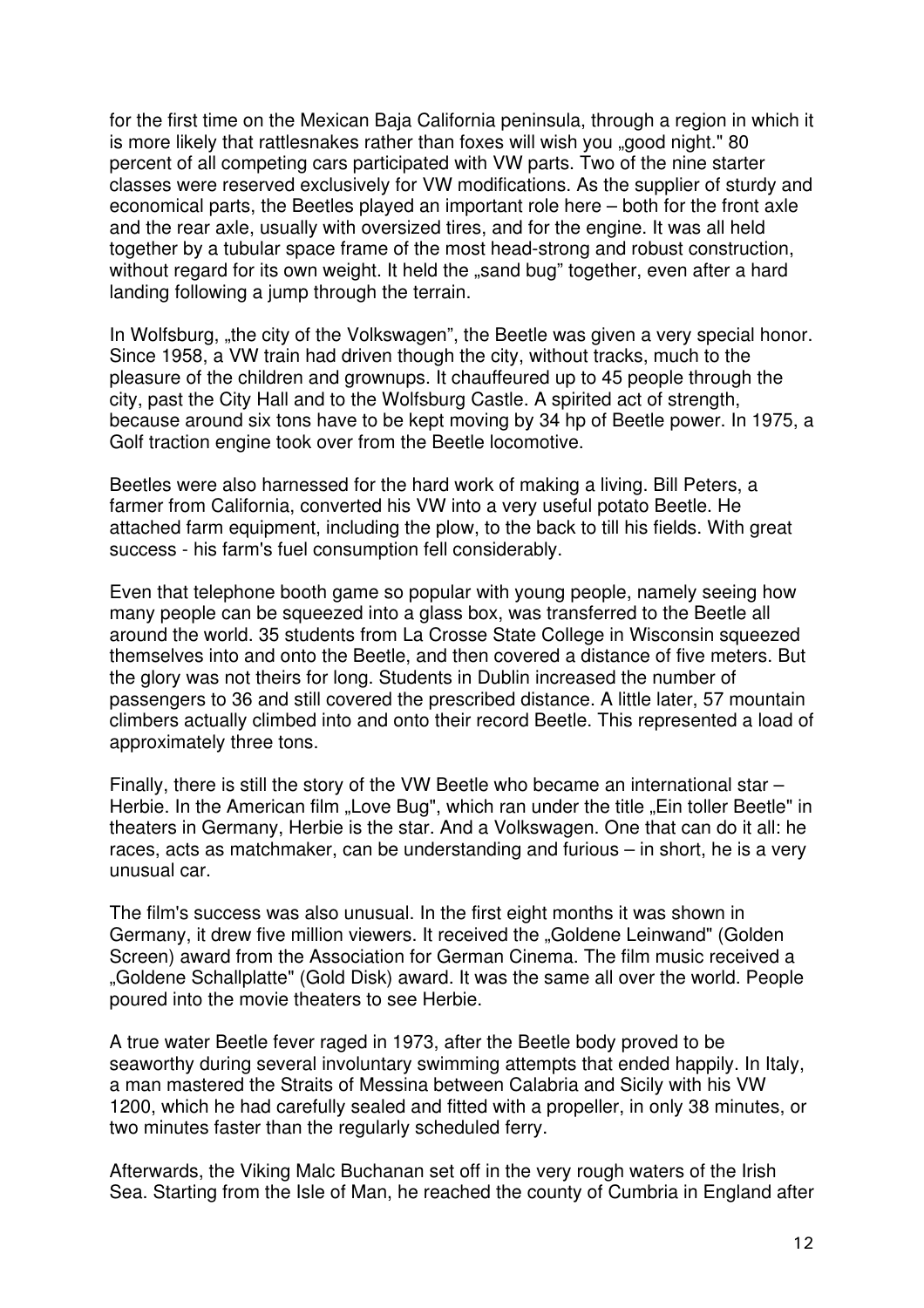for the first time on the Mexican Baja California peninsula, through a region in which it is more likely that rattlesnakes rather than foxes will wish you „good night." 80 percent of all competing cars participated with VW parts. Two of the nine starter classes were reserved exclusively for VW modifications. As the supplier of sturdy and economical parts, the Beetles played an important role here – both for the front axle and the rear axle, usually with oversized tires, and for the engine. It was all held together by a tubular space frame of the most head-strong and robust construction, without regard for its own weight. It held the „sand bug" together, even after a hard landing following a jump through the terrain.

In Wolfsburg, „the city of the Volkswagen", the Beetle was given a very special honor. Since 1958, a VW train had driven though the city, without tracks, much to the pleasure of the children and grownups. It chauffeured up to 45 people through the city, past the City Hall and to the Wolfsburg Castle. A spirited act of strength, because around six tons have to be kept moving by 34 hp of Beetle power. In 1975, a Golf traction engine took over from the Beetle locomotive.

Beetles were also harnessed for the hard work of making a living. Bill Peters, a farmer from California, converted his VW into a very useful potato Beetle. He attached farm equipment, including the plow, to the back to till his fields. With great success - his farm's fuel consumption fell considerably.

Even that telephone booth game so popular with young people, namely seeing how many people can be squeezed into a glass box, was transferred to the Beetle all around the world. 35 students from La Crosse State College in Wisconsin squeezed themselves into and onto the Beetle, and then covered a distance of five meters. But the glory was not theirs for long. Students in Dublin increased the number of passengers to 36 and still covered the prescribed distance. A little later, 57 mountain climbers actually climbed into and onto their record Beetle. This represented a load of approximately three tons.

Finally, there is still the story of the VW Beetle who became an international star – Herbie. In the American film „Love Bug", which ran under the title „Ein toller Beetle" in theaters in Germany, Herbie is the star. And a Volkswagen. One that can do it all: he races, acts as matchmaker, can be understanding and furious – in short, he is a very unusual car.

The film's success was also unusual. In the first eight months it was shown in Germany, it drew five million viewers. It received the „Goldene Leinwand" (Golden Screen) award from the Association for German Cinema. The film music received a „Goldene Schallplatte" (Gold Disk) award. It was the same all over the world. People poured into the movie theaters to see Herbie.

A true water Beetle fever raged in 1973, after the Beetle body proved to be seaworthy during several involuntary swimming attempts that ended happily. In Italy, a man mastered the Straits of Messina between Calabria and Sicily with his VW 1200, which he had carefully sealed and fitted with a propeller, in only 38 minutes, or two minutes faster than the regularly scheduled ferry.

Afterwards, the Viking Malc Buchanan set off in the very rough waters of the Irish Sea. Starting from the Isle of Man, he reached the county of Cumbria in England after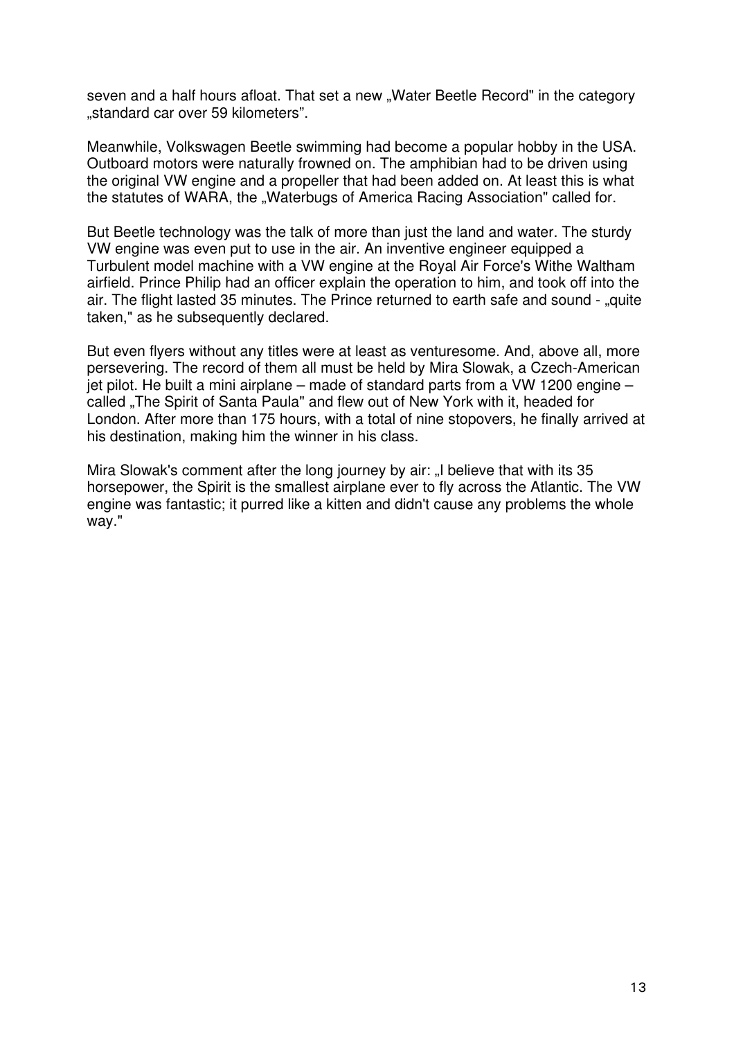seven and a half hours afloat. That set a new „Water Beetle Record" in the category „standard car over 59 kilometers".

Meanwhile, Volkswagen Beetle swimming had become a popular hobby in the USA. Outboard motors were naturally frowned on. The amphibian had to be driven using the original VW engine and a propeller that had been added on. At least this is what the statutes of WARA, the „Waterbugs of America Racing Association" called for.

But Beetle technology was the talk of more than just the land and water. The sturdy VW engine was even put to use in the air. An inventive engineer equipped a Turbulent model machine with a VW engine at the Royal Air Force's Withe Waltham airfield. Prince Philip had an officer explain the operation to him, and took off into the air. The flight lasted 35 minutes. The Prince returned to earth safe and sound - „quite taken," as he subsequently declared.

But even flyers without any titles were at least as venturesome. And, above all, more persevering. The record of them all must be held by Mira Slowak, a Czech-American jet pilot. He built a mini airplane – made of standard parts from a VW 1200 engine – called „The Spirit of Santa Paula" and flew out of New York with it, headed for London. After more than 175 hours, with a total of nine stopovers, he finally arrived at his destination, making him the winner in his class.

Mira Slowak's comment after the long journey by air: „I believe that with its 35 horsepower, the Spirit is the smallest airplane ever to fly across the Atlantic. The VW engine was fantastic; it purred like a kitten and didn't cause any problems the whole way."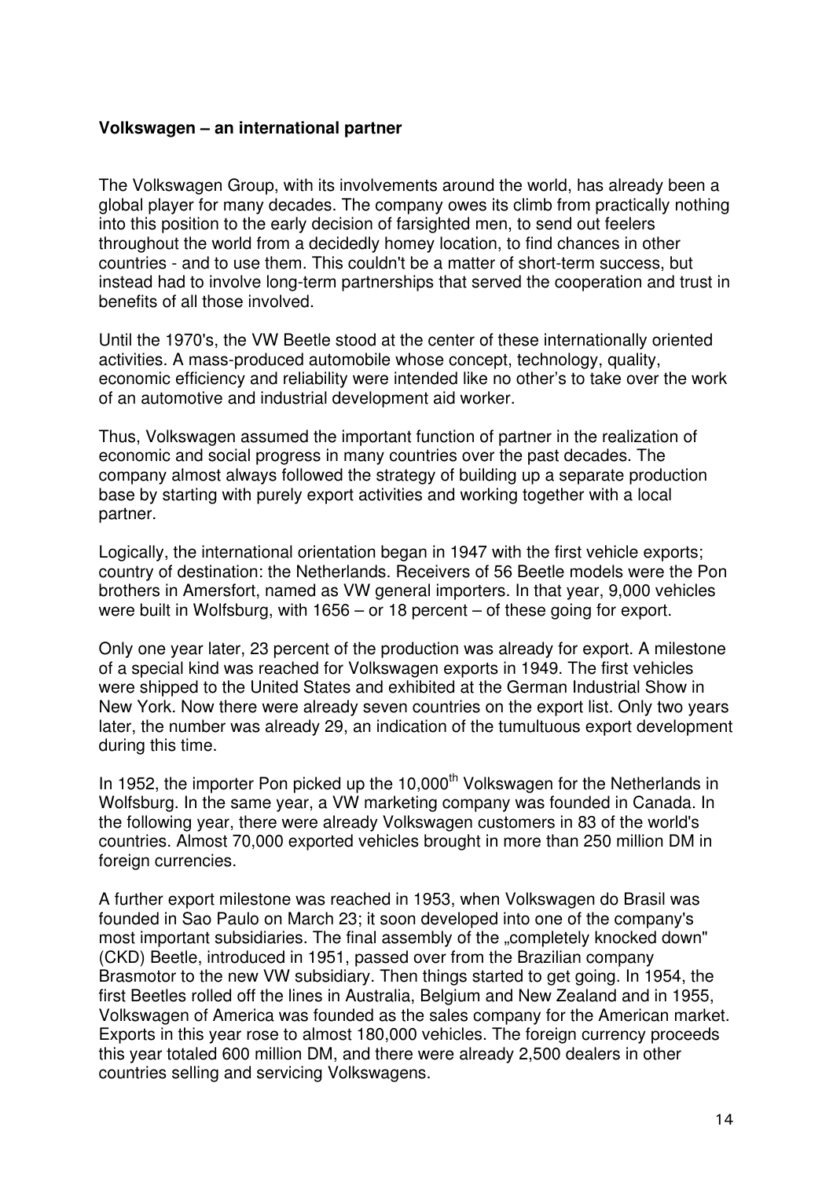**Volkswagen – an international partner**

The Volkswagen Group, with its involvements around the world, has already been a global player for many decades. The company owes its climb from practically nothing into this position to the early decision of farsighted men, to send out feelers throughout the world from a decidedly homey location, to find chances in other countries - and to use them. This couldn't be a matter of short-term success, but instead had to involve long-term partnerships that served the cooperation and trust in benefits of all those involved.

Until the 1970's, the VW Beetle stood at the center of these internationally oriented activities. A mass-produced automobile whose concept, technology, quality, economic efficiency and reliability were intended like no other's to take over the work of an automotive and industrial development aid worker.

Thus, Volkswagen assumed the important function of partner in the realization of economic and social progress in many countries over the past decades. The company almost always followed the strategy of building up a separate production base by starting with purely export activities and working together with a local partner.

Logically, the international orientation began in 1947 with the first vehicle exports; country of destination: the Netherlands. Receivers of 56 Beetle models were the Pon brothers in Amersfort, named as VW general importers. In that year, 9,000 vehicles were built in Wolfsburg, with 1656 – or 18 percent – of these going for export.

Only one year later, 23 percent of the production was already for export. A milestone of a special kind was reached for Volkswagen exports in 1949. The first vehicles were shipped to the United States and exhibited at the German Industrial Show in New York. Now there were already seven countries on the export list. Only two years later, the number was already 29, an indication of the tumultuous export development during this time.

In 1952, the importer Pon picked up the 10,000th Volkswagen for the Netherlands in Wolfsburg. In the same year, a VW marketing company was founded in Canada. In the following year, there were already Volkswagen customers in 83 of the world's countries. Almost 70,000 exported vehicles brought in more than 250 million DM in foreign currencies.

A further export milestone was reached in 1953, when Volkswagen do Brasil was founded in Sao Paulo on March 23; it soon developed into one of the company's most important subsidiaries. The final assembly of the „completely knocked down" (CKD) Beetle, introduced in 1951, passed over from the Brazilian company Brasmotor to the new VW subsidiary. Then things started to get going. In 1954, the first Beetles rolled off the lines in Australia, Belgium and New Zealand and in 1955, Volkswagen of America was founded as the sales company for the American market. Exports in this year rose to almost 180,000 vehicles. The foreign currency proceeds this year totaled 600 million DM, and there were already 2,500 dealers in other countries selling and servicing Volkswagens.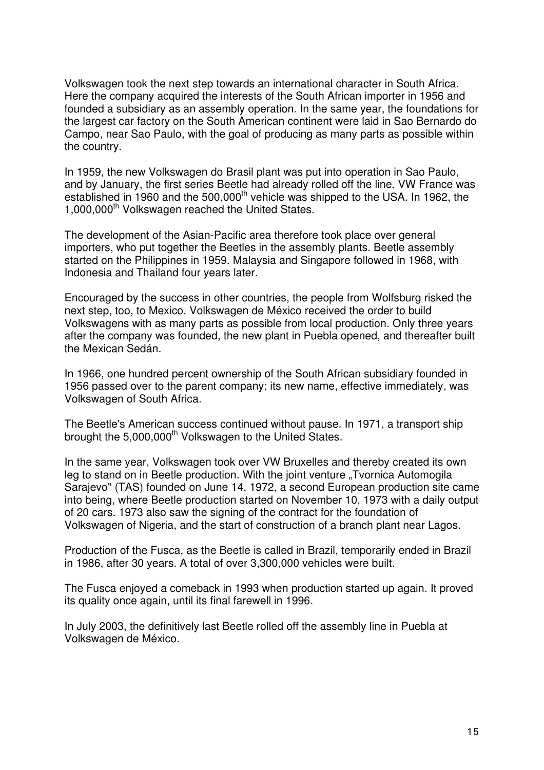Volkswagen took the next step towards an international character in South Africa. Here the company acquired the interests of the South African importer in 1956 and founded a subsidiary as an assembly operation. In the same year, the foundations for the largest car factory on the South American continent were laid in Sao Bernardo do Campo, near Sao Paulo, with the goal of producing as many parts as possible within the country.

In 1959, the new Volkswagen do Brasil plant was put into operation in Sao Paulo, and by January, the first series Beetle had already rolled off the line. VW France was established in 1960 and the 500,000th vehicle was shipped to the USA. In 1962, the 1,000,000th Volkswagen reached the United States.

The development of the Asian-Pacific area therefore took place over general importers, who put together the Beetles in the assembly plants. Beetle assembly started on the Philippines in 1959. Malaysia and Singapore followed in 1968, with Indonesia and Thailand four years later.

Encouraged by the success in other countries, the people from Wolfsburg risked the next step, too, to Mexico. Volkswagen de México received the order to build Volkswagens with as many parts as possible from local production. Only three years after the company was founded, the new plant in Puebla opened, and thereafter built the Mexican Sedán.

In 1966, one hundred percent ownership of the South African subsidiary founded in 1956 passed over to the parent company; its new name, effective immediately, was Volkswagen of South Africa.

The Beetle's American success continued without pause. In 1971, a transport ship brought the 5,000,000th Volkswagen to the United States.

In the same year, Volkswagen took over VW Bruxelles and thereby created its own leg to stand on in Beetle production. With the joint venture „Tvornica Automogila Sarajevo" (TAS) founded on June 14, 1972, a second European production site came into being, where Beetle production started on November 10, 1973 with a daily output of 20 cars. 1973 also saw the signing of the contract for the foundation of Volkswagen of Nigeria, and the start of construction of a branch plant near Lagos.

Production of the Fusca, as the Beetle is called in Brazil, temporarily ended in Brazil in 1986, after 30 years. A total of over 3,300,000 vehicles were built.

The Fusca enjoyed a comeback in 1993 when production started up again. It proved its quality once again, until its final farewell in 1996.

In July 2003, the definitively last Beetle rolled off the assembly line in Puebla at Volkswagen de México.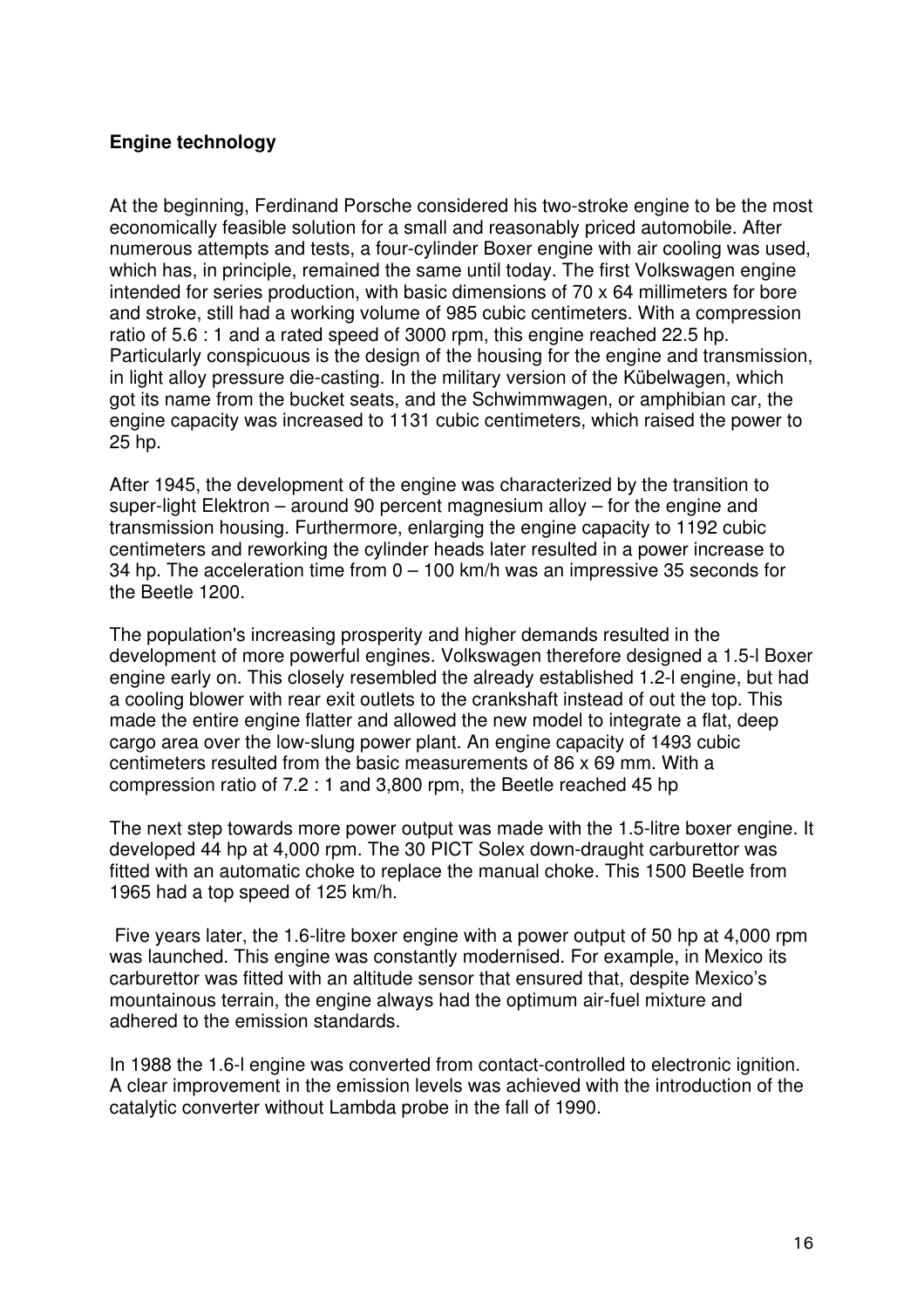**Engine technology**

At the beginning, Ferdinand Porsche considered his two-stroke engine to be the most economically feasible solution for a small and reasonably priced automobile. After numerous attempts and tests, a four-cylinder Boxer engine with air cooling was used, which has, in principle, remained the same until today. The first Volkswagen engine intended for series production, with basic dimensions of 70 x 64 millimeters for bore and stroke, still had a working volume of 985 cubic centimeters. With a compression ratio of 5.6 : 1 and a rated speed of 3000 rpm, this engine reached 22.5 hp. Particularly conspicuous is the design of the housing for the engine and transmission, in light alloy pressure die-casting. In the military version of the Kübelwagen, which got its name from the bucket seats, and the Schwimmwagen, or amphibian car, the engine capacity was increased to 1131 cubic centimeters, which raised the power to 25 hp.

After 1945, the development of the engine was characterized by the transition to super-light Elektron – around 90 percent magnesium alloy – for the engine and transmission housing. Furthermore, enlarging the engine capacity to 1192 cubic centimeters and reworking the cylinder heads later resulted in a power increase to 34 hp. The acceleration time from 0 – 100 km/h was an impressive 35 seconds for the Beetle 1200.

The population's increasing prosperity and higher demands resulted in the development of more powerful engines. Volkswagen therefore designed a 1.5-l Boxer engine early on. This closely resembled the already established 1.2-l engine, but had a cooling blower with rear exit outlets to the crankshaft instead of out the top. This made the entire engine flatter and allowed the new model to integrate a flat, deep cargo area over the low-slung power plant. An engine capacity of 1493 cubic centimeters resulted from the basic measurements of 86 x 69 mm. With a compression ratio of 7.2 : 1 and 3,800 rpm, the Beetle reached 45 hp

The next step towards more power output was made with the 1.5-litre boxer engine. It developed 44 hp at 4,000 rpm. The 30 PICT Solex down-draught carburettor was fitted with an automatic choke to replace the manual choke. This 1500 Beetle from 1965 had a top speed of 125 km/h.

Five years later, the 1.6-litre boxer engine with a power output of 50 hp at 4,000 rpm was launched. This engine was constantly modernised. For example, in Mexico its carburettor was fitted with an altitude sensor that ensured that, despite Mexico's mountainous terrain, the engine always had the optimum air-fuel mixture and adhered to the emission standards.

In 1988 the 1.6-l engine was converted from contact-controlled to electronic ignition. A clear improvement in the emission levels was achieved with the introduction of the catalytic converter without Lambda probe in the fall of 1990.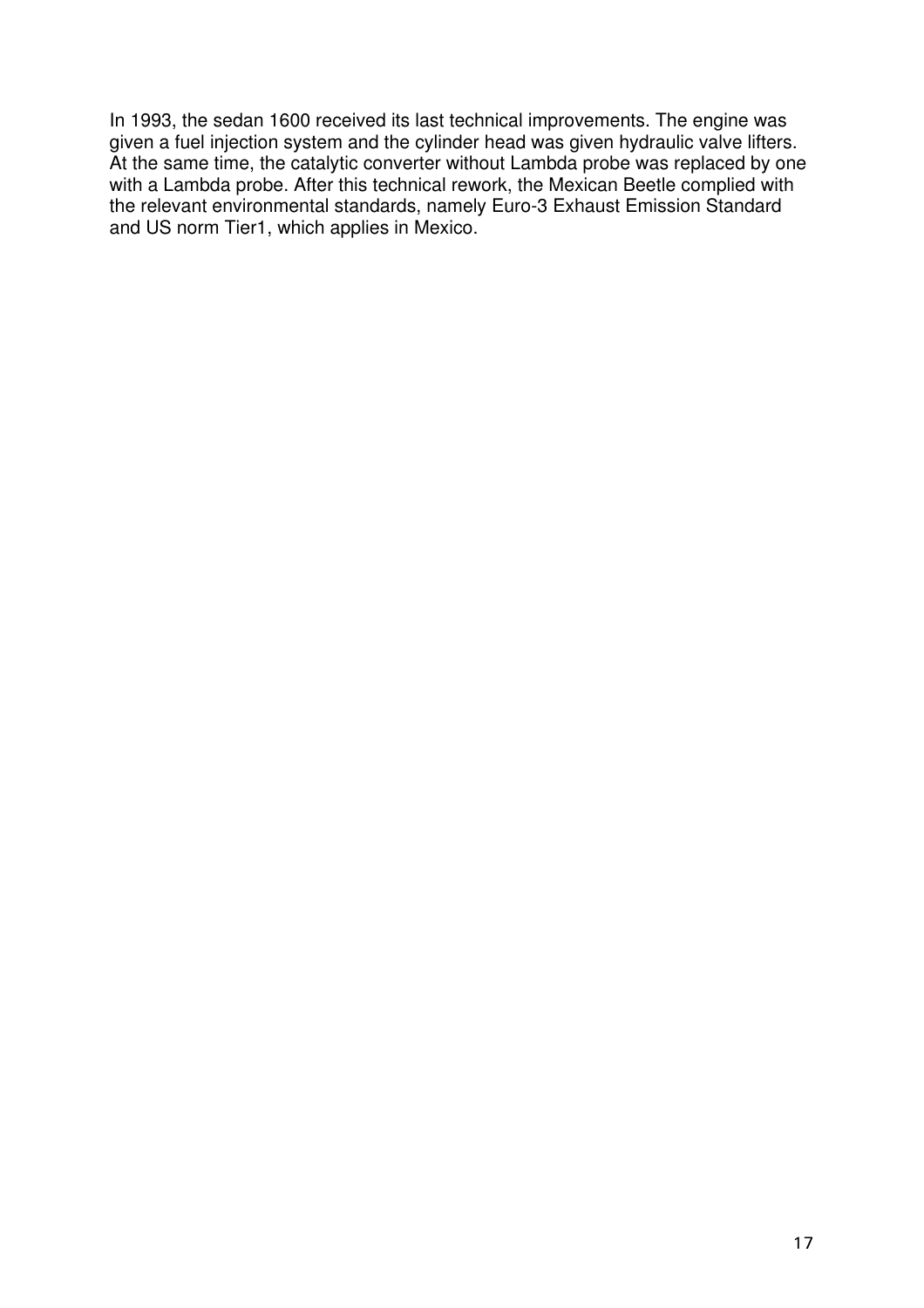In 1993, the sedan 1600 received its last technical improvements. The engine was given a fuel injection system and the cylinder head was given hydraulic valve lifters. At the same time, the catalytic converter without Lambda probe was replaced by one with a Lambda probe. After this technical rework, the Mexican Beetle complied with the relevant environmental standards, namely Euro-3 Exhaust Emission Standard and US norm Tier1, which applies in Mexico.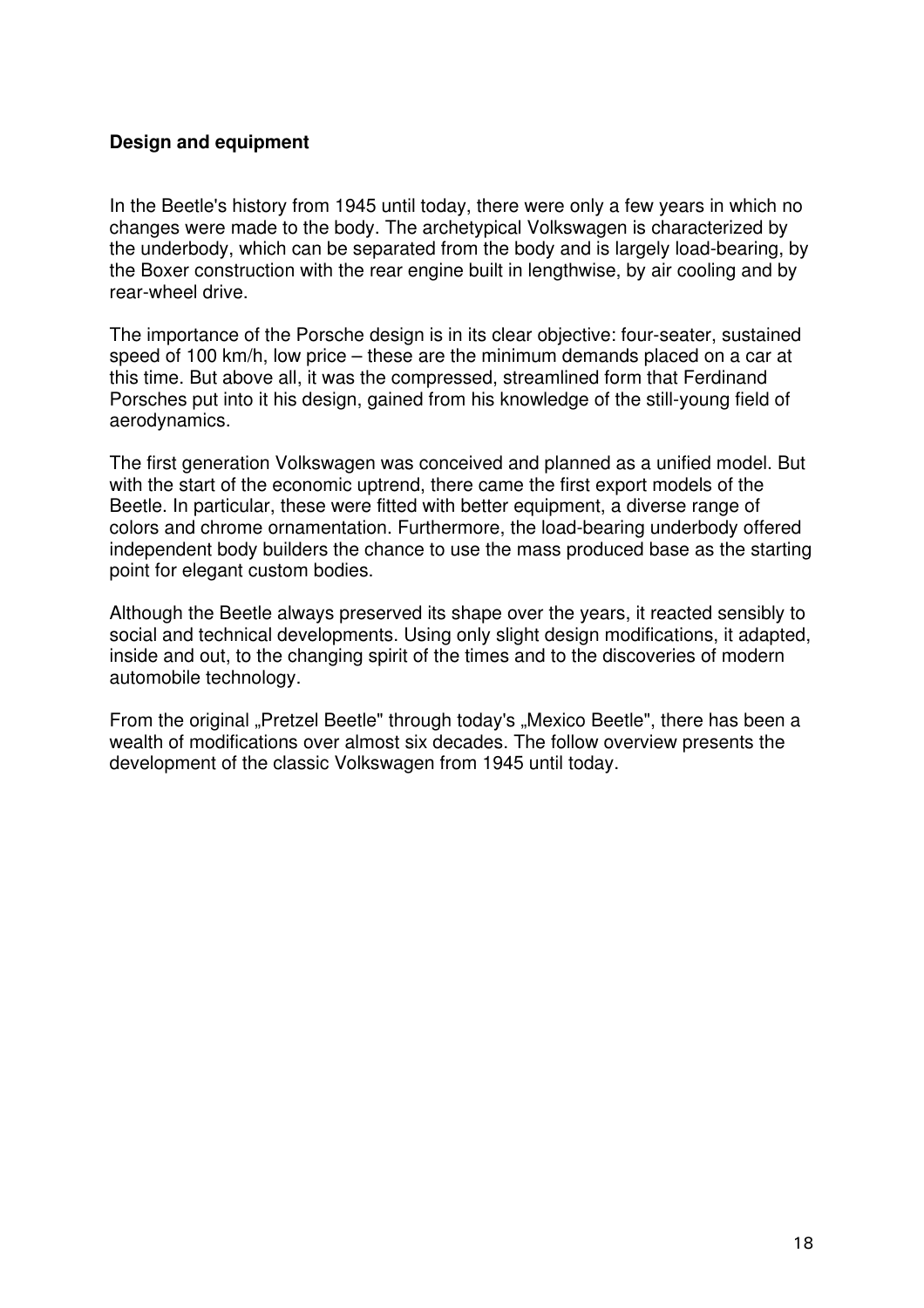**Design and equipment**

In the Beetle's history from 1945 until today, there were only a few years in which no changes were made to the body. The archetypical Volkswagen is characterized by the underbody, which can be separated from the body and is largely load-bearing, by the Boxer construction with the rear engine built in lengthwise, by air cooling and by rear-wheel drive.

The importance of the Porsche design is in its clear objective: four-seater, sustained speed of 100 km/h, low price – these are the minimum demands placed on a car at this time. But above all, it was the compressed, streamlined form that Ferdinand Porsches put into it his design, gained from his knowledge of the still-young field of aerodynamics.

The first generation Volkswagen was conceived and planned as a unified model. But with the start of the economic uptrend, there came the first export models of the Beetle. In particular, these were fitted with better equipment, a diverse range of colors and chrome ornamentation. Furthermore, the load-bearing underbody offered independent body builders the chance to use the mass produced base as the starting point for elegant custom bodies.

Although the Beetle always preserved its shape over the years, it reacted sensibly to social and technical developments. Using only slight design modifications, it adapted, inside and out, to the changing spirit of the times and to the discoveries of modern automobile technology.

From the original „Pretzel Beetle" through today's „Mexico Beetle", there has been a wealth of modifications over almost six decades. The follow overview presents the development of the classic Volkswagen from 1945 until today.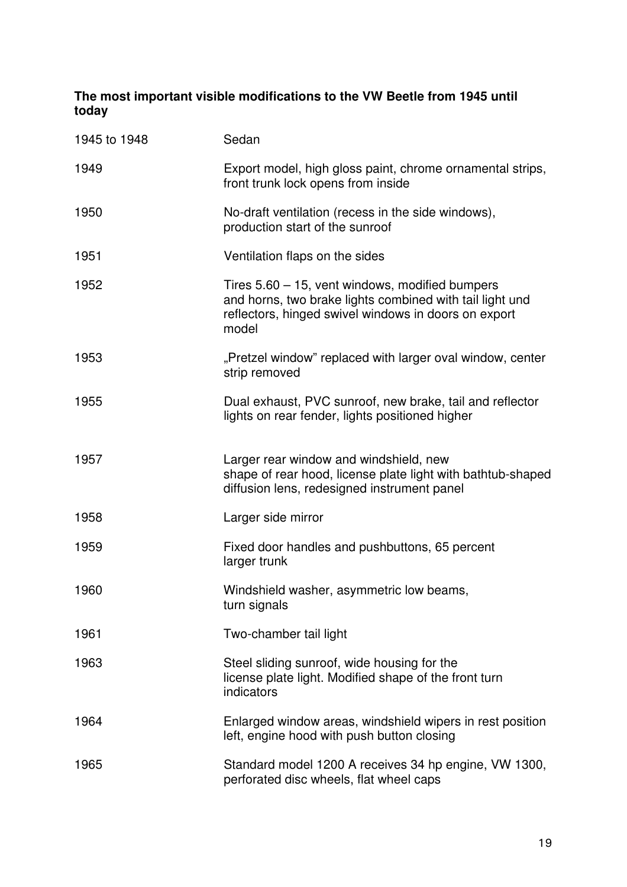**The most important visible modifications to the VW Beetle from 1945 until today**

| | |
|---|---|
| 1945 to 1948 | Sedan |
| 1949 | Export model, high gloss paint, chrome ornamental strips, front trunk lock opens from inside |
| 1950 | No-draft ventilation (recess in the side windows), production start of the sunroof |
| 1951 | Ventilation flaps on the sides |
| 1952 | Tires 5.60 – 15, vent windows, modified bumpers and horns, two brake lights combined with tail light und reflectors, hinged swivel windows in doors on export model |
| 1953 | „Pretzel window" replaced with larger oval window, center strip removed |
| 1955 | Dual exhaust, PVC sunroof, new brake, tail and reflector lights on rear fender, lights positioned higher |
| 1957 | Larger rear window and windshield, new shape of rear hood, license plate light with bathtub-shaped diffusion lens, redesigned instrument panel |
| 1958 | Larger side mirror |
| 1959 | Fixed door handles and pushbuttons, 65 percent larger trunk |
| 1960 | Windshield washer, asymmetric low beams, turn signals |
| 1961 | Two-chamber tail light |
| 1963 | Steel sliding sunroof, wide housing for the license plate light. Modified shape of the front turn indicators |
| 1964 | Enlarged window areas, windshield wipers in rest position left, engine hood with push button closing |
| 1965 | Standard model 1200 A receives 34 hp engine, VW 1300, perforated disc wheels, flat wheel caps |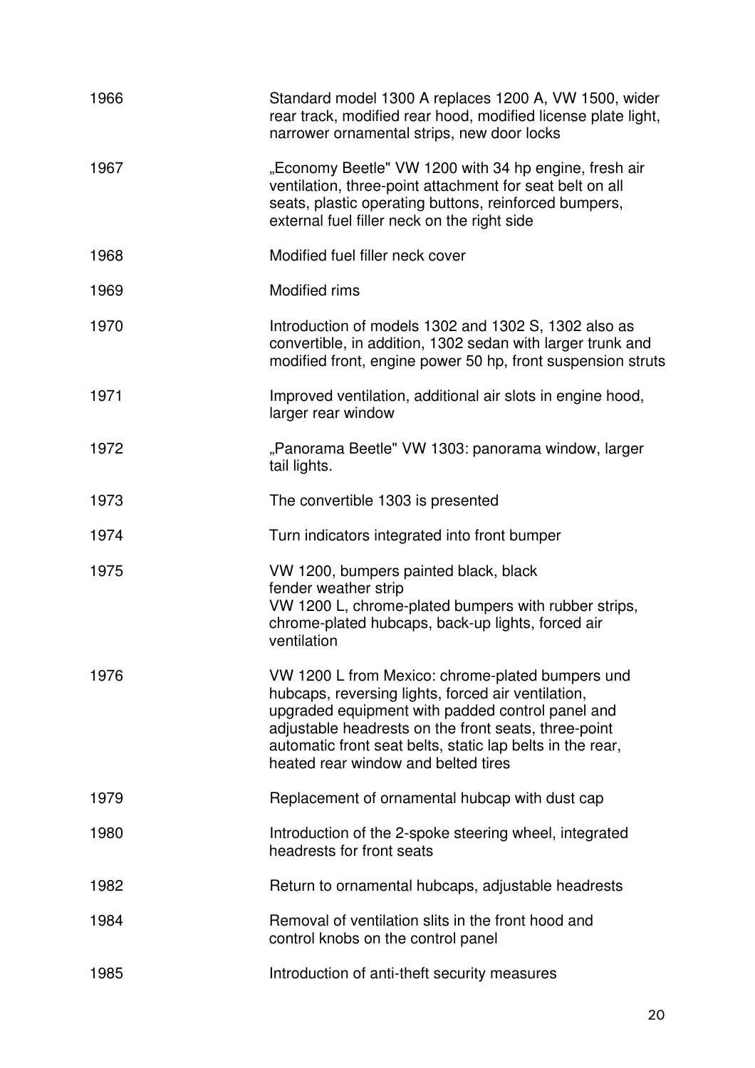| | |
|---|---|
| 1966 | Standard model 1300 A replaces 1200 A, VW 1500, wider rear track, modified rear hood, modified license plate light, narrower ornamental strips, new door locks |
| 1967 | „Economy Beetle" VW 1200 with 34 hp engine, fresh air ventilation, three-point attachment for seat belt on all seats, plastic operating buttons, reinforced bumpers, external fuel filler neck on the right side |
| 1968 | Modified fuel filler neck cover |
| 1969 | Modified rims |
| 1970 | Introduction of models 1302 and 1302 S, 1302 also as convertible, in addition, 1302 sedan with larger trunk and modified front, engine power 50 hp, front suspension struts |
| 1971 | Improved ventilation, additional air slots in engine hood, larger rear window |
| 1972 | „Panorama Beetle" VW 1303: panorama window, larger tail lights. |
| 1973 | The convertible 1303 is presented |
| 1974 | Turn indicators integrated into front bumper |
| 1975 | VW 1200, bumpers painted black, black fender weather strip<br>VW 1200 L, chrome-plated bumpers with rubber strips, chrome-plated hubcaps, back-up lights, forced air ventilation |
| 1976 | VW 1200 L from Mexico: chrome-plated bumpers und hubcaps, reversing lights, forced air ventilation, upgraded equipment with padded control panel and adjustable headrests on the front seats, three-point automatic front seat belts, static lap belts in the rear, heated rear window and belted tires |
| 1979 | Replacement of ornamental hubcap with dust cap |
| 1980 | Introduction of the 2-spoke steering wheel, integrated headrests for front seats |
| 1982 | Return to ornamental hubcaps, adjustable headrests |
| 1984 | Removal of ventilation slits in the front hood and control knobs on the control panel |
| 1985 | Introduction of anti-theft security measures |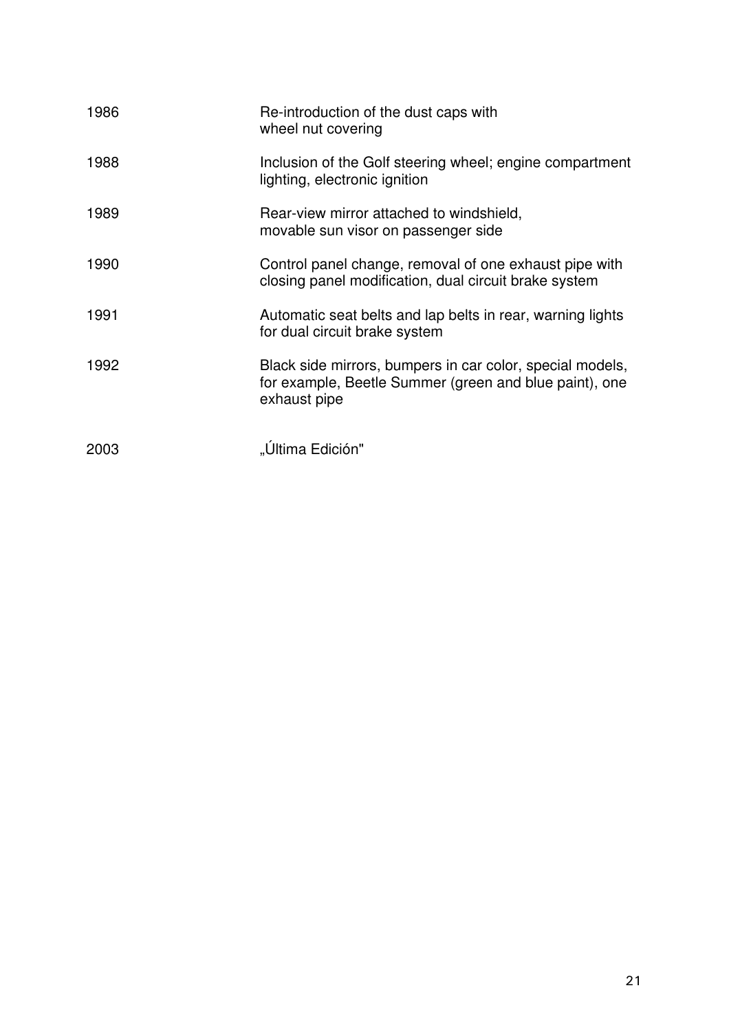| | |
|---|---|
| 1986 | Re-introduction of the dust caps with wheel nut covering |
| 1988 | Inclusion of the Golf steering wheel; engine compartment lighting, electronic ignition |
| 1989 | Rear-view mirror attached to windshield, movable sun visor on passenger side |
| 1990 | Control panel change, removal of one exhaust pipe with closing panel modification, dual circuit brake system |
| 1991 | Automatic seat belts and lap belts in rear, warning lights for dual circuit brake system |
| 1992 | Black side mirrors, bumpers in car color, special models, for example, Beetle Summer (green and blue paint), one exhaust pipe |
| 2003 | „Última Edición" |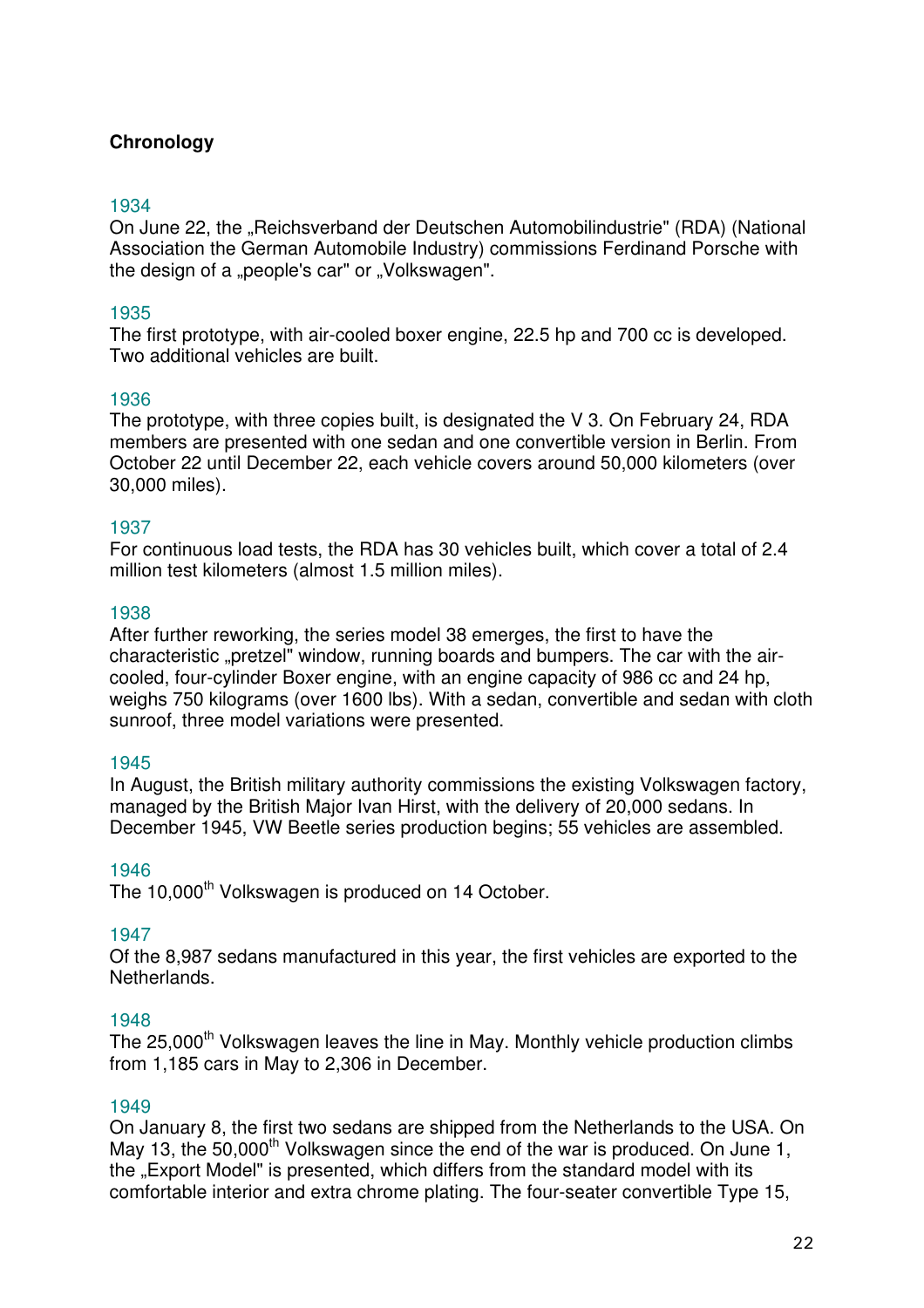## Chronology

### 1934

On June 22, the „Reichsverband der Deutschen Automobilindustrie" (RDA) (National Association the German Automobile Industry) commissions Ferdinand Porsche with the design of a „people's car" or „Volkswagen".

### 1935

The first prototype, with air-cooled boxer engine, 22.5 hp and 700 cc is developed. Two additional vehicles are built.

### 1936

The prototype, with three copies built, is designated the V 3. On February 24, RDA members are presented with one sedan and one convertible version in Berlin. From October 22 until December 22, each vehicle covers around 50,000 kilometers (over 30,000 miles).

### 1937

For continuous load tests, the RDA has 30 vehicles built, which cover a total of 2.4 million test kilometers (almost 1.5 million miles).

### 1938

After further reworking, the series model 38 emerges, the first to have the characteristic „pretzel" window, running boards and bumpers. The car with the air-cooled, four-cylinder Boxer engine, with an engine capacity of 986 cc and 24 hp, weighs 750 kilograms (over 1600 lbs). With a sedan, convertible and sedan with cloth sunroof, three model variations were presented.

### 1945

In August, the British military authority commissions the existing Volkswagen factory, managed by the British Major Ivan Hirst, with the delivery of 20,000 sedans. In December 1945, VW Beetle series production begins; 55 vehicles are assembled.

### 1946

The 10,000th Volkswagen is produced on 14 October.

### 1947

Of the 8,987 sedans manufactured in this year, the first vehicles are exported to the Netherlands.

### 1948

The 25,000th Volkswagen leaves the line in May. Monthly vehicle production climbs from 1,185 cars in May to 2,306 in December.

### 1949

On January 8, the first two sedans are shipped from the Netherlands to the USA. On May 13, the 50,000th Volkswagen since the end of the war is produced. On June 1, the „Export Model" is presented, which differs from the standard model with its comfortable interior and extra chrome plating. The four-seater convertible Type 15,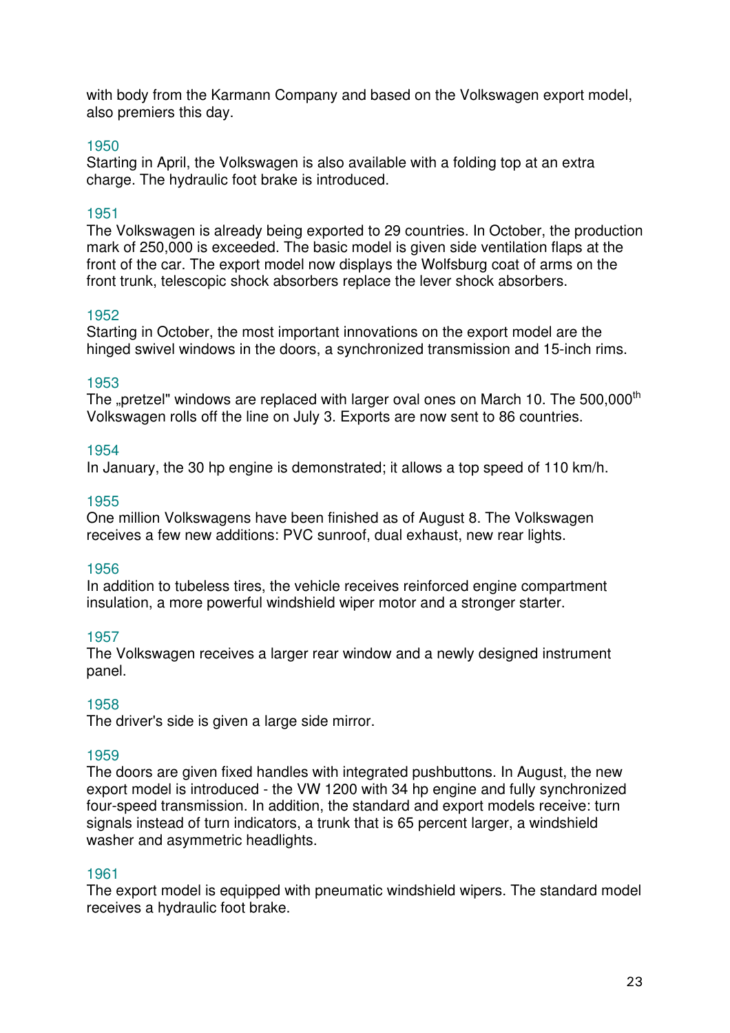with body from the Karmann Company and based on the Volkswagen export model, also premiers this day.

### 1950

Starting in April, the Volkswagen is also available with a folding top at an extra charge. The hydraulic foot brake is introduced.

### 1951

The Volkswagen is already being exported to 29 countries. In October, the production mark of 250,000 is exceeded. The basic model is given side ventilation flaps at the front of the car. The export model now displays the Wolfsburg coat of arms on the front trunk, telescopic shock absorbers replace the lever shock absorbers.

### 1952

Starting in October, the most important innovations on the export model are the hinged swivel windows in the doors, a synchronized transmission and 15-inch rims.

### 1953

The „pretzel" windows are replaced with larger oval ones on March 10. The 500,000th Volkswagen rolls off the line on July 3. Exports are now sent to 86 countries.

### 1954

In January, the 30 hp engine is demonstrated; it allows a top speed of 110 km/h.

### 1955

One million Volkswagens have been finished as of August 8. The Volkswagen receives a few new additions: PVC sunroof, dual exhaust, new rear lights.

### 1956

In addition to tubeless tires, the vehicle receives reinforced engine compartment insulation, a more powerful windshield wiper motor and a stronger starter.

### 1957

The Volkswagen receives a larger rear window and a newly designed instrument panel.

### 1958

The driver's side is given a large side mirror.

### 1959

The doors are given fixed handles with integrated pushbuttons. In August, the new export model is introduced - the VW 1200 with 34 hp engine and fully synchronized four-speed transmission. In addition, the standard and export models receive: turn signals instead of turn indicators, a trunk that is 65 percent larger, a windshield washer and asymmetric headlights.

### 1961

The export model is equipped with pneumatic windshield wipers. The standard model receives a hydraulic foot brake.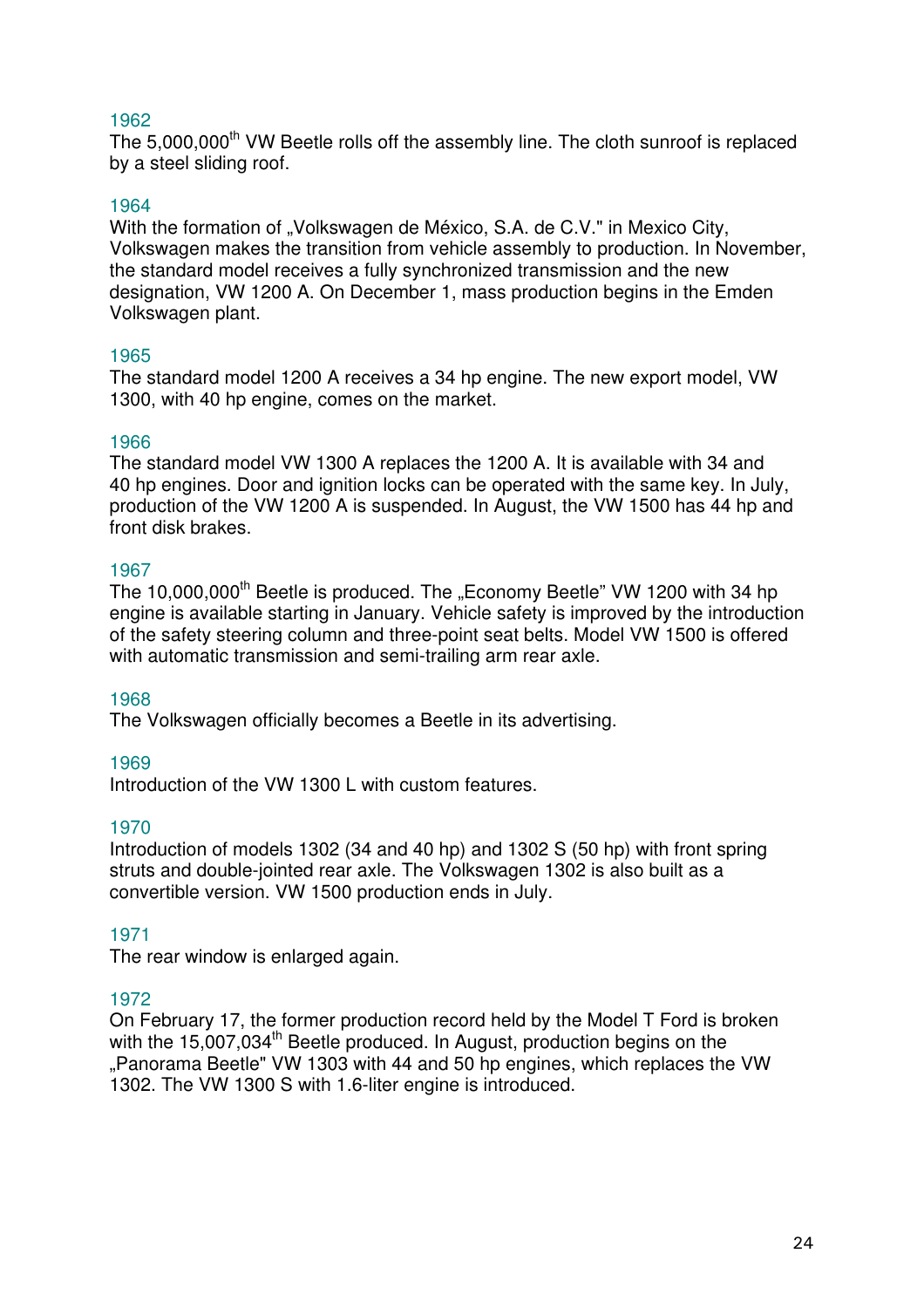## 1962

The 5,000,000th VW Beetle rolls off the assembly line. The cloth sunroof is replaced by a steel sliding roof.

## 1964

With the formation of „Volkswagen de México, S.A. de C.V." in Mexico City, Volkswagen makes the transition from vehicle assembly to production. In November, the standard model receives a fully synchronized transmission and the new designation, VW 1200 A. On December 1, mass production begins in the Emden Volkswagen plant.

## 1965

The standard model 1200 A receives a 34 hp engine. The new export model, VW 1300, with 40 hp engine, comes on the market.

## 1966

The standard model VW 1300 A replaces the 1200 A. It is available with 34 and 40 hp engines. Door and ignition locks can be operated with the same key. In July, production of the VW 1200 A is suspended. In August, the VW 1500 has 44 hp and front disk brakes.

## 1967

The 10,000,000th Beetle is produced. The „Economy Beetle" VW 1200 with 34 hp engine is available starting in January. Vehicle safety is improved by the introduction of the safety steering column and three-point seat belts. Model VW 1500 is offered with automatic transmission and semi-trailing arm rear axle.

## 1968

The Volkswagen officially becomes a Beetle in its advertising.

## 1969

Introduction of the VW 1300 L with custom features.

## 1970

Introduction of models 1302 (34 and 40 hp) and 1302 S (50 hp) with front spring struts and double-jointed rear axle. The Volkswagen 1302 is also built as a convertible version. VW 1500 production ends in July.

## 1971

The rear window is enlarged again.

## 1972

On February 17, the former production record held by the Model T Ford is broken with the 15,007,034th Beetle produced. In August, production begins on the „Panorama Beetle" VW 1303 with 44 and 50 hp engines, which replaces the VW 1302. The VW 1300 S with 1.6-liter engine is introduced.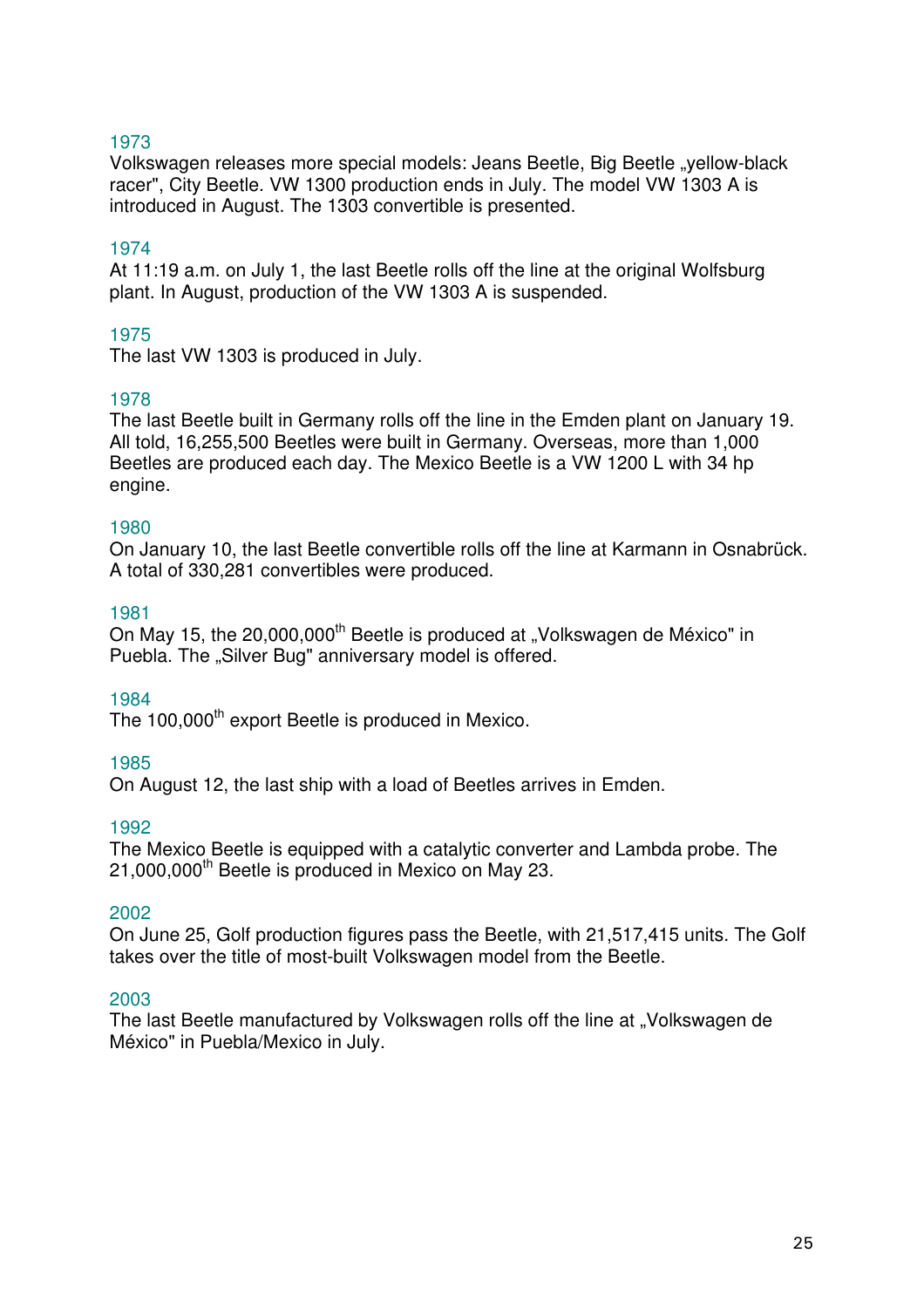### 1973

Volkswagen releases more special models: Jeans Beetle, Big Beetle „yellow-black racer", City Beetle. VW 1300 production ends in July. The model VW 1303 A is introduced in August. The 1303 convertible is presented.

### 1974

At 11:19 a.m. on July 1, the last Beetle rolls off the line at the original Wolfsburg plant. In August, production of the VW 1303 A is suspended.

### 1975

The last VW 1303 is produced in July.

### 1978

The last Beetle built in Germany rolls off the line in the Emden plant on January 19. All told, 16,255,500 Beetles were built in Germany. Overseas, more than 1,000 Beetles are produced each day. The Mexico Beetle is a VW 1200 L with 34 hp engine.

### 1980

On January 10, the last Beetle convertible rolls off the line at Karmann in Osnabrück. A total of 330,281 convertibles were produced.

### 1981

On May 15, the 20,000,000th Beetle is produced at „Volkswagen de México" in Puebla. The „Silver Bug" anniversary model is offered.

### 1984

The 100,000th export Beetle is produced in Mexico.

### 1985

On August 12, the last ship with a load of Beetles arrives in Emden.

### 1992

The Mexico Beetle is equipped with a catalytic converter and Lambda probe. The 21,000,000th Beetle is produced in Mexico on May 23.

### 2002

On June 25, Golf production figures pass the Beetle, with 21,517,415 units. The Golf takes over the title of most-built Volkswagen model from the Beetle.

### 2003

The last Beetle manufactured by Volkswagen rolls off the line at „Volkswagen de México" in Puebla/Mexico in July.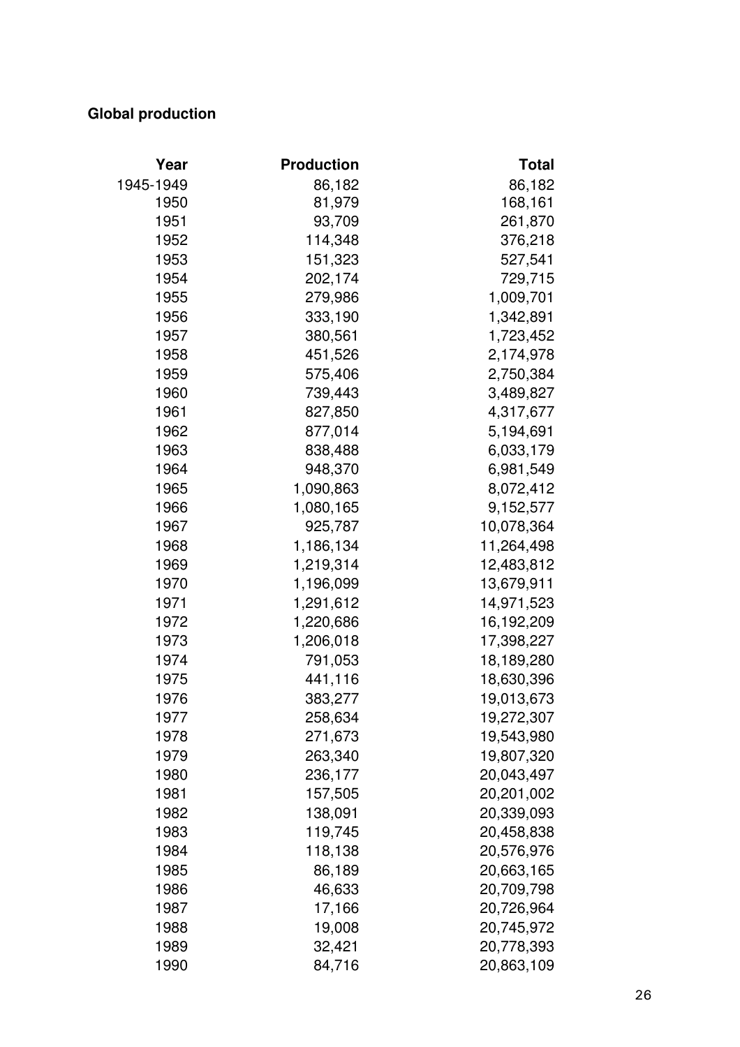**Global production**

| Year | Production | Total |
|---|---|---|
| 1945-1949 | 86,182 | 86,182 |
| 1950 | 81,979 | 168,161 |
| 1951 | 93,709 | 261,870 |
| 1952 | 114,348 | 376,218 |
| 1953 | 151,323 | 527,541 |
| 1954 | 202,174 | 729,715 |
| 1955 | 279,986 | 1,009,701 |
| 1956 | 333,190 | 1,342,891 |
| 1957 | 380,561 | 1,723,452 |
| 1958 | 451,526 | 2,174,978 |
| 1959 | 575,406 | 2,750,384 |
| 1960 | 739,443 | 3,489,827 |
| 1961 | 827,850 | 4,317,677 |
| 1962 | 877,014 | 5,194,691 |
| 1963 | 838,488 | 6,033,179 |
| 1964 | 948,370 | 6,981,549 |
| 1965 | 1,090,863 | 8,072,412 |
| 1966 | 1,080,165 | 9,152,577 |
| 1967 | 925,787 | 10,078,364 |
| 1968 | 1,186,134 | 11,264,498 |
| 1969 | 1,219,314 | 12,483,812 |
| 1970 | 1,196,099 | 13,679,911 |
| 1971 | 1,291,612 | 14,971,523 |
| 1972 | 1,220,686 | 16,192,209 |
| 1973 | 1,206,018 | 17,398,227 |
| 1974 | 791,053 | 18,189,280 |
| 1975 | 441,116 | 18,630,396 |
| 1976 | 383,277 | 19,013,673 |
| 1977 | 258,634 | 19,272,307 |
| 1978 | 271,673 | 19,543,980 |
| 1979 | 263,340 | 19,807,320 |
| 1980 | 236,177 | 20,043,497 |
| 1981 | 157,505 | 20,201,002 |
| 1982 | 138,091 | 20,339,093 |
| 1983 | 119,745 | 20,458,838 |
| 1984 | 118,138 | 20,576,976 |
| 1985 | 86,189 | 20,663,165 |
| 1986 | 46,633 | 20,709,798 |
| 1987 | 17,166 | 20,726,964 |
| 1988 | 19,008 | 20,745,972 |
| 1989 | 32,421 | 20,778,393 |
| 1990 | 84,716 | 20,863,109 |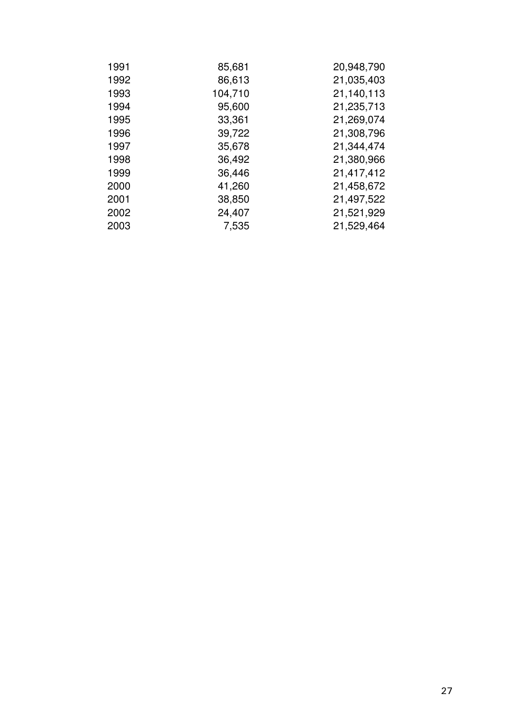| | | |
|---|---|---|
| 1991 | 85,681 | 20,948,790 |
| 1992 | 86,613 | 21,035,403 |
| 1993 | 104,710 | 21,140,113 |
| 1994 | 95,600 | 21,235,713 |
| 1995 | 33,361 | 21,269,074 |
| 1996 | 39,722 | 21,308,796 |
| 1997 | 35,678 | 21,344,474 |
| 1998 | 36,492 | 21,380,966 |
| 1999 | 36,446 | 21,417,412 |
| 2000 | 41,260 | 21,458,672 |
| 2001 | 38,850 | 21,497,522 |
| 2002 | 24,407 | 21,521,929 |
| 2003 | 7,535 | 21,529,464 |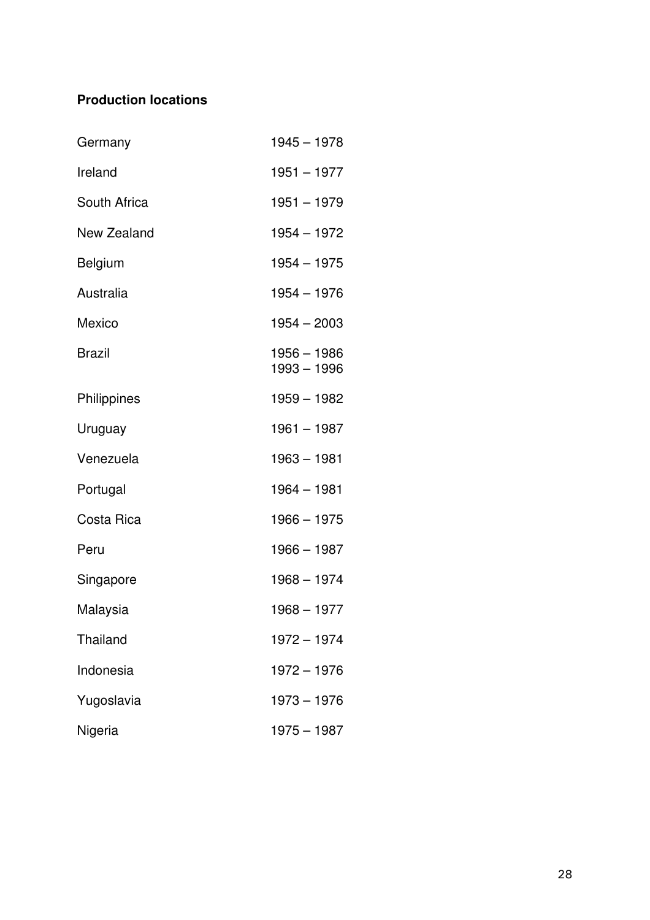**Production locations**

| | |
|---|---|
| Germany | 1945 – 1978 |
| Ireland | 1951 – 1977 |
| South Africa | 1951 – 1979 |
| New Zealand | 1954 – 1972 |
| Belgium | 1954 – 1975 |
| Australia | 1954 – 1976 |
| Mexico | 1954 – 2003 |
| Brazil | 1956 – 1986<br>1993 – 1996 |
| Philippines | 1959 – 1982 |
| Uruguay | 1961 – 1987 |
| Venezuela | 1963 – 1981 |
| Portugal | 1964 – 1981 |
| Costa Rica | 1966 – 1975 |
| Peru | 1966 – 1987 |
| Singapore | 1968 – 1974 |
| Malaysia | 1968 – 1977 |
| Thailand | 1972 – 1974 |
| Indonesia | 1972 – 1976 |
| Yugoslavia | 1973 – 1976 |
| Nigeria | 1975 – 1987 |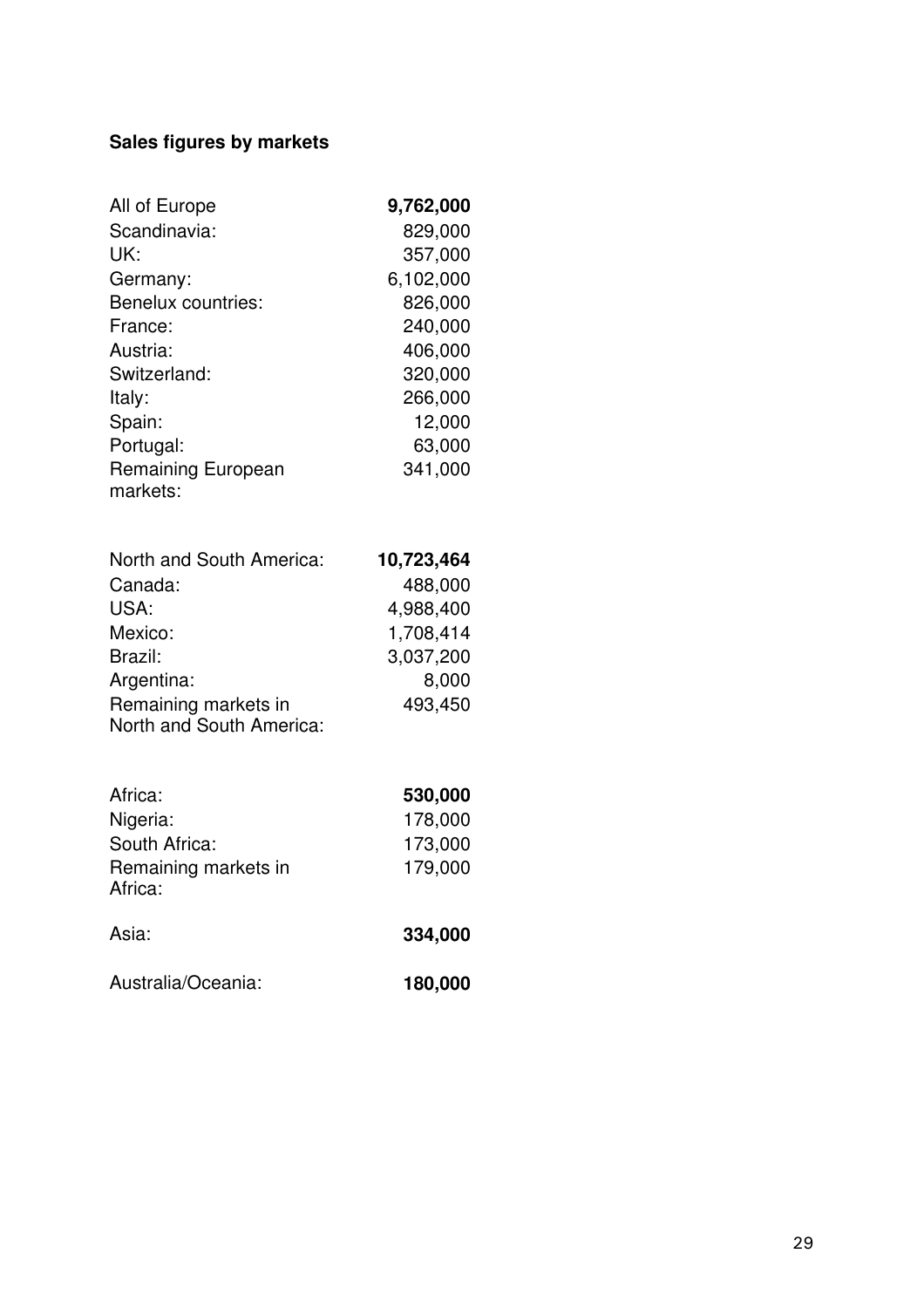**Sales figures by markets**

| | |
|---|---|
| All of Europe | **9,762,000** |
| Scandinavia: | 829,000 |
| UK: | 357,000 |
| Germany: | 6,102,000 |
| Benelux countries: | 826,000 |
| France: | 240,000 |
| Austria: | 406,000 |
| Switzerland: | 320,000 |
| Italy: | 266,000 |
| Spain: | 12,000 |
| Portugal: | 63,000 |
| Remaining European markets: | 341,000 |

| | |
|---|---|
| North and South America: | **10,723,464** |
| Canada: | 488,000 |
| USA: | 4,988,400 |
| Mexico: | 1,708,414 |
| Brazil: | 3,037,200 |
| Argentina: | 8,000 |
| Remaining markets in North and South America: | 493,450 |

| | |
|---|---|
| Africa: | **530,000** |
| Nigeria: | 178,000 |
| South Africa: | 173,000 |
| Remaining markets in Africa: | 179,000 |

| | |
|---|---|
| Asia: | **334,000** |

| | |
|---|---|
| Australia/Oceania: | **180,000** |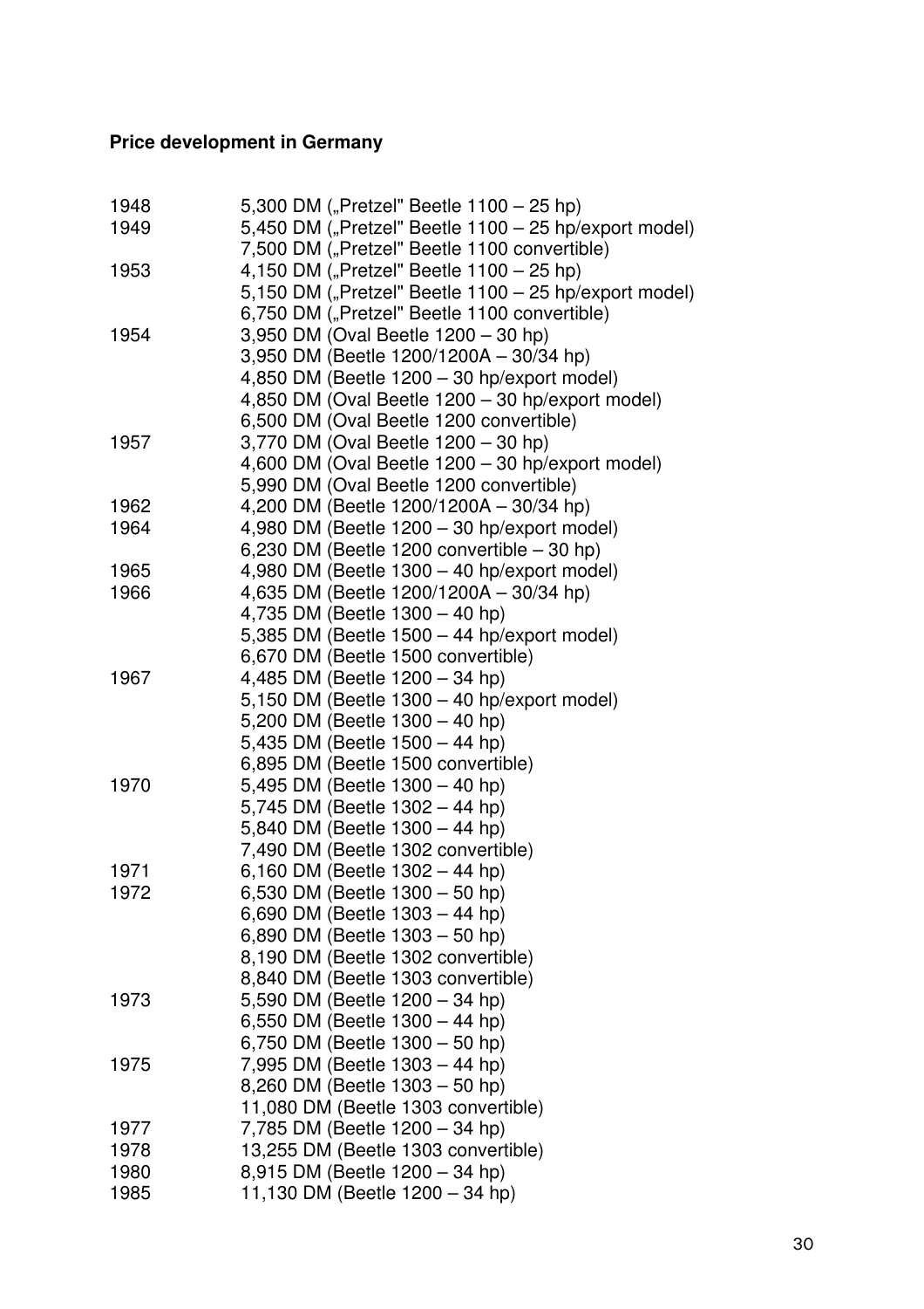**Price development in Germany**

| | |
|---|---|
| 1948 | 5,300 DM („Pretzel" Beetle 1100 – 25 hp) |
| 1949 | 5,450 DM („Pretzel" Beetle 1100 – 25 hp/export model) |
| | 7,500 DM („Pretzel" Beetle 1100 convertible) |
| 1953 | 4,150 DM („Pretzel" Beetle 1100 – 25 hp) |
| | 5,150 DM („Pretzel" Beetle 1100 – 25 hp/export model) |
| | 6,750 DM („Pretzel" Beetle 1100 convertible) |
| 1954 | 3,950 DM (Oval Beetle 1200 – 30 hp) |
| | 3,950 DM (Beetle 1200/1200A – 30/34 hp) |
| | 4,850 DM (Beetle 1200 – 30 hp/export model) |
| | 4,850 DM (Oval Beetle 1200 – 30 hp/export model) |
| | 6,500 DM (Oval Beetle 1200 convertible) |
| 1957 | 3,770 DM (Oval Beetle 1200 – 30 hp) |
| | 4,600 DM (Oval Beetle 1200 – 30 hp/export model) |
| | 5,990 DM (Oval Beetle 1200 convertible) |
| 1962 | 4,200 DM (Beetle 1200/1200A – 30/34 hp) |
| 1964 | 4,980 DM (Beetle 1200 – 30 hp/export model) |
| | 6,230 DM (Beetle 1200 convertible – 30 hp) |
| 1965 | 4,980 DM (Beetle 1300 – 40 hp/export model) |
| 1966 | 4,635 DM (Beetle 1200/1200A – 30/34 hp) |
| | 4,735 DM (Beetle 1300 – 40 hp) |
| | 5,385 DM (Beetle 1500 – 44 hp/export model) |
| | 6,670 DM (Beetle 1500 convertible) |
| 1967 | 4,485 DM (Beetle 1200 – 34 hp) |
| | 5,150 DM (Beetle 1300 – 40 hp/export model) |
| | 5,200 DM (Beetle 1300 – 40 hp) |
| | 5,435 DM (Beetle 1500 – 44 hp) |
| | 6,895 DM (Beetle 1500 convertible) |
| 1970 | 5,495 DM (Beetle 1300 – 40 hp) |
| | 5,745 DM (Beetle 1302 – 44 hp) |
| | 5,840 DM (Beetle 1300 – 44 hp) |
| | 7,490 DM (Beetle 1302 convertible) |
| 1971 | 6,160 DM (Beetle 1302 – 44 hp) |
| 1972 | 6,530 DM (Beetle 1300 – 50 hp) |
| | 6,690 DM (Beetle 1303 – 44 hp) |
| | 6,890 DM (Beetle 1303 – 50 hp) |
| | 8,190 DM (Beetle 1302 convertible) |
| | 8,840 DM (Beetle 1303 convertible) |
| 1973 | 5,590 DM (Beetle 1200 – 34 hp) |
| | 6,550 DM (Beetle 1300 – 44 hp) |
| | 6,750 DM (Beetle 1300 – 50 hp) |
| 1975 | 7,995 DM (Beetle 1303 – 44 hp) |
| | 8,260 DM (Beetle 1303 – 50 hp) |
| | 11,080 DM (Beetle 1303 convertible) |
| 1977 | 7,785 DM (Beetle 1200 – 34 hp) |
| 1978 | 13,255 DM (Beetle 1303 convertible) |
| 1980 | 8,915 DM (Beetle 1200 – 34 hp) |
| 1985 | 11,130 DM (Beetle 1200 – 34 hp) |